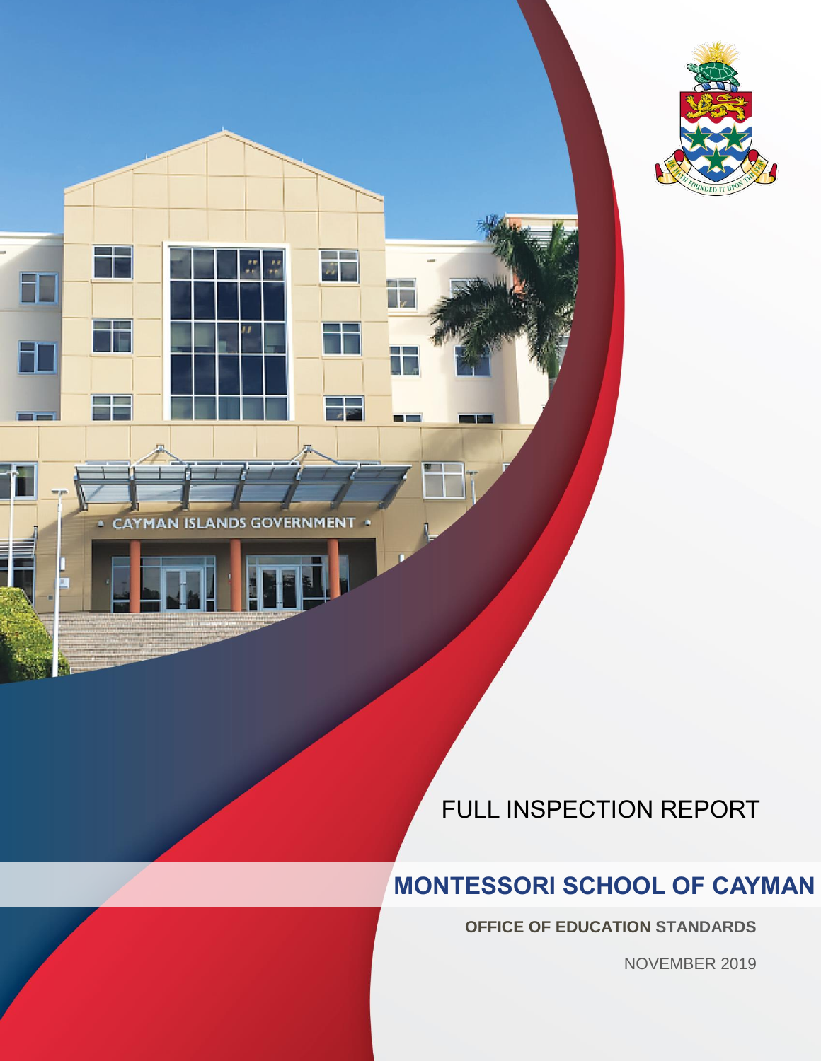FULL INSPECTION REPORT

# MONTESSORI SCHOOL OF CAYMAN

**OFFICE OF EDUCATION STANDARDS**

NOVEMBER 2019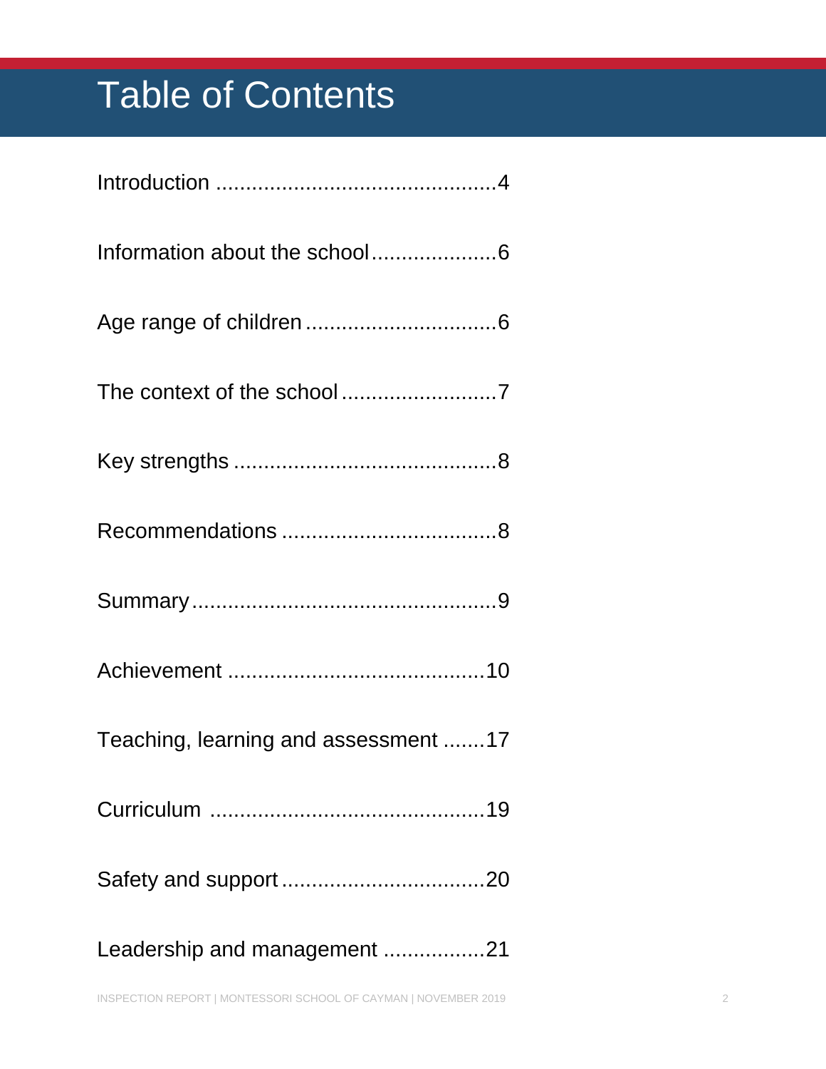# Table of Contents

Introduction ..............................................4

Information about the school.....................6

Age range of children................................6

The context of the school..........................7

Key strengths ............................................8

Recommendations ....................................8

Summary..................................................9

Achievement ...........................................10

Teaching, learning and assessment .......17

Curriculum .............................................19

Safety and support ..................................20

Leadership and management .................21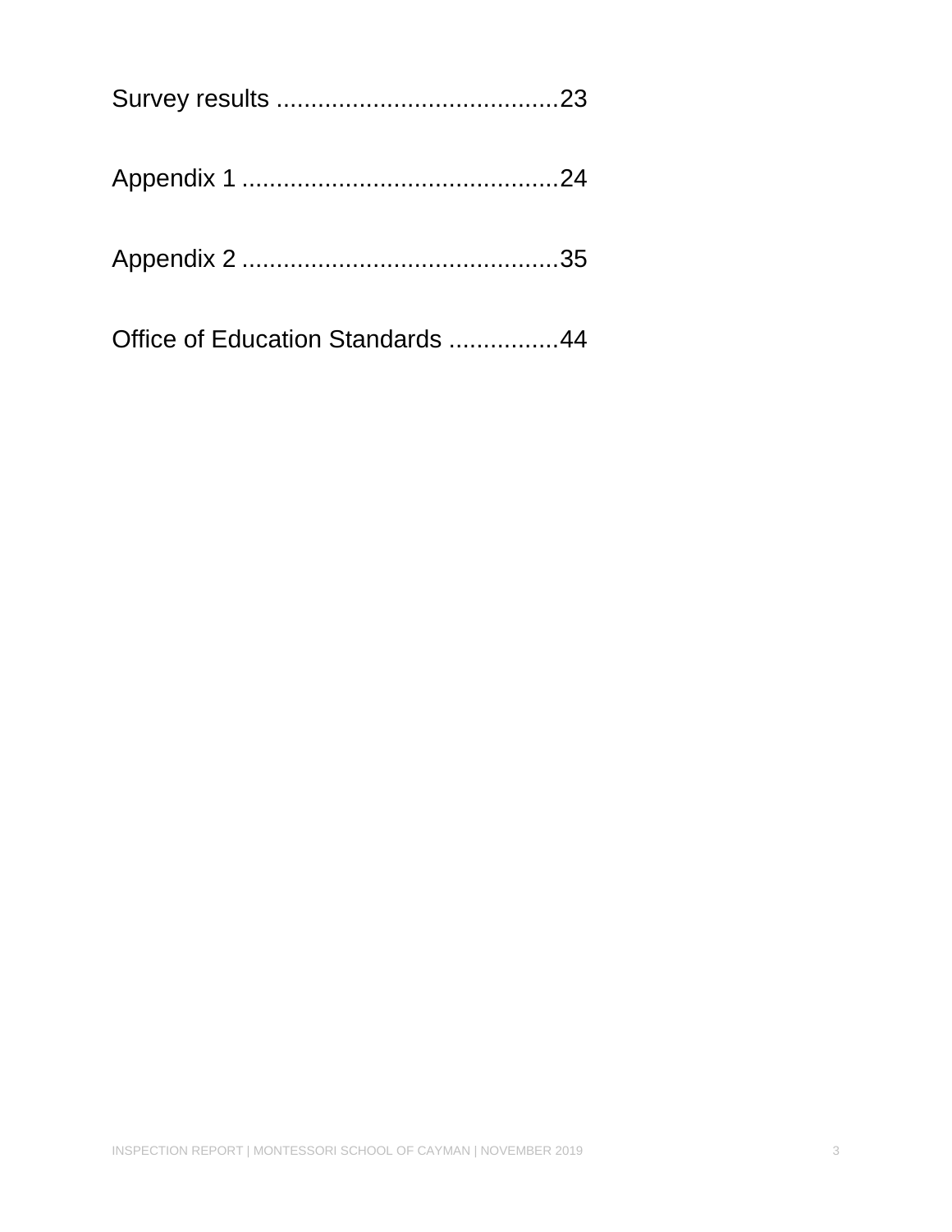Survey results .........................................23

Appendix 1 .............................................24

Appendix 2 .............................................35

Office of Education Standards ................44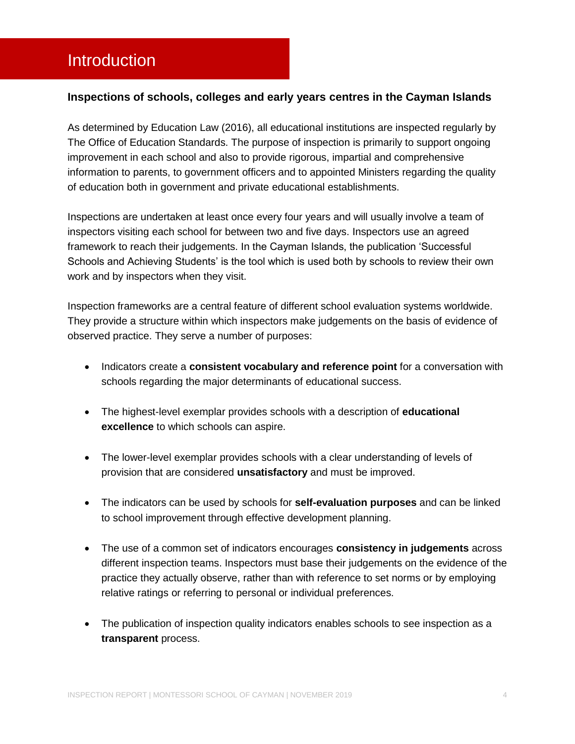# Introduction

### Inspections of schools, colleges and early years centres in the Cayman Islands

As determined by Education Law (2016), all educational institutions are inspected regularly by The Office of Education Standards. The purpose of inspection is primarily to support ongoing improvement in each school and also to provide rigorous, impartial and comprehensive information to parents, to government officers and to appointed Ministers regarding the quality of education both in government and private educational establishments.

Inspections are undertaken at least once every four years and will usually involve a team of inspectors visiting each school for between two and five days. Inspectors use an agreed framework to reach their judgements. In the Cayman Islands, the publication 'Successful Schools and Achieving Students' is the tool which is used both by schools to review their own work and by inspectors when they visit.

Inspection frameworks are a central feature of different school evaluation systems worldwide. They provide a structure within which inspectors make judgements on the basis of evidence of observed practice. They serve a number of purposes:

- Indicators create a **consistent vocabulary and reference point** for a conversation with schools regarding the major determinants of educational success.
- The highest-level exemplar provides schools with a description of **educational excellence** to which schools can aspire.
- The lower-level exemplar provides schools with a clear understanding of levels of provision that are considered **unsatisfactory** and must be improved.
- The indicators can be used by schools for **self-evaluation purposes** and can be linked to school improvement through effective development planning.
- The use of a common set of indicators encourages **consistency in judgements** across different inspection teams. Inspectors must base their judgements on the evidence of the practice they actually observe, rather than with reference to set norms or by employing relative ratings or referring to personal or individual preferences.
- The publication of inspection quality indicators enables schools to see inspection as a **transparent** process.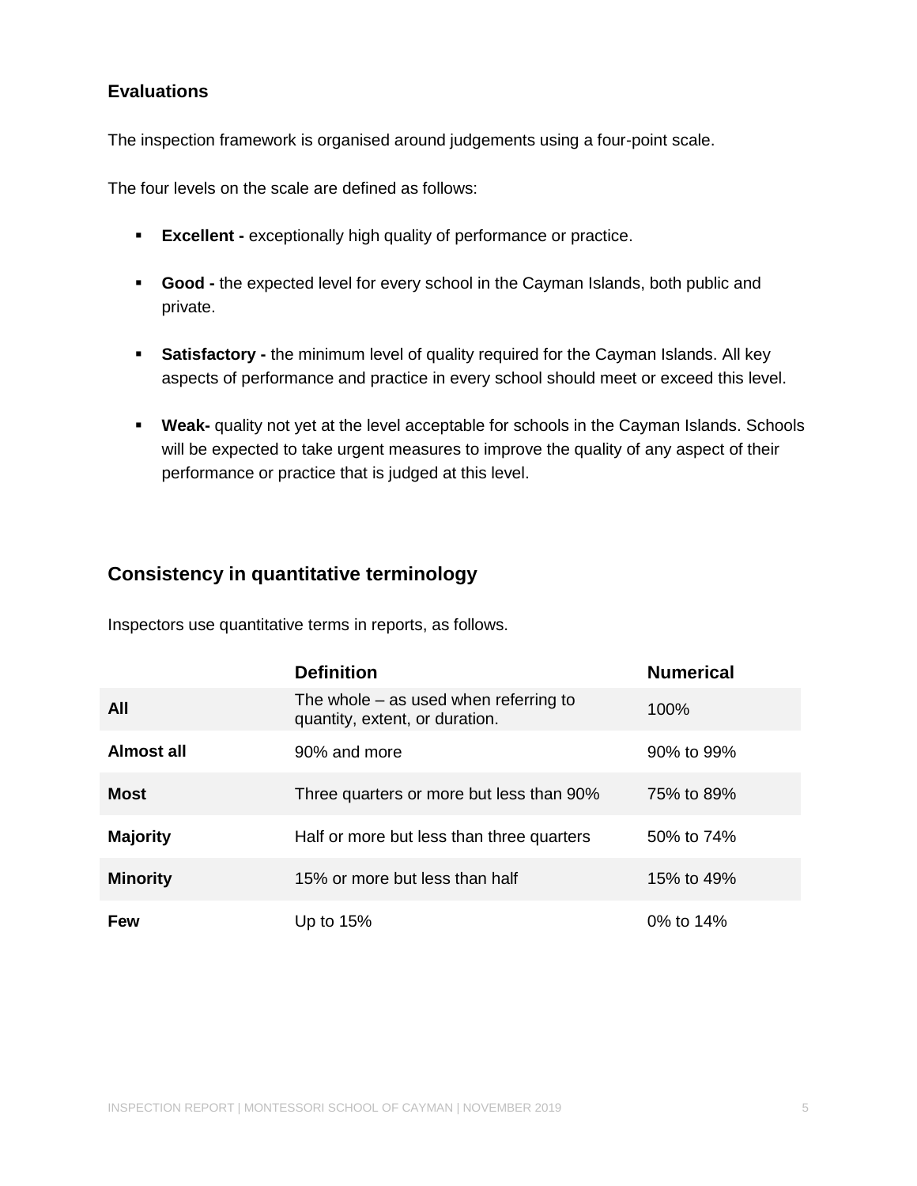### Evaluations

The inspection framework is organised around judgements using a four-point scale.

The four levels on the scale are defined as follows:

- **Excellent -** exceptionally high quality of performance or practice.
- **Good -** the expected level for every school in the Cayman Islands, both public and private.
- **Satisfactory -** the minimum level of quality required for the Cayman Islands. All key aspects of performance and practice in every school should meet or exceed this level.
- **Weak-** quality not yet at the level acceptable for schools in the Cayman Islands. Schools will be expected to take urgent measures to improve the quality of any aspect of their performance or practice that is judged at this level.

## Consistency in quantitative terminology

Inspectors use quantitative terms in reports, as follows.

| | Definition | Numerical |
|---|---|---|
| **All** | The whole – as used when referring to quantity, extent, or duration. | 100% |
| **Almost all** | 90% and more | 90% to 99% |
| **Most** | Three quarters or more but less than 90% | 75% to 89% |
| **Majority** | Half or more but less than three quarters | 50% to 74% |
| **Minority** | 15% or more but less than half | 15% to 49% |
| **Few** | Up to 15% | 0% to 14% |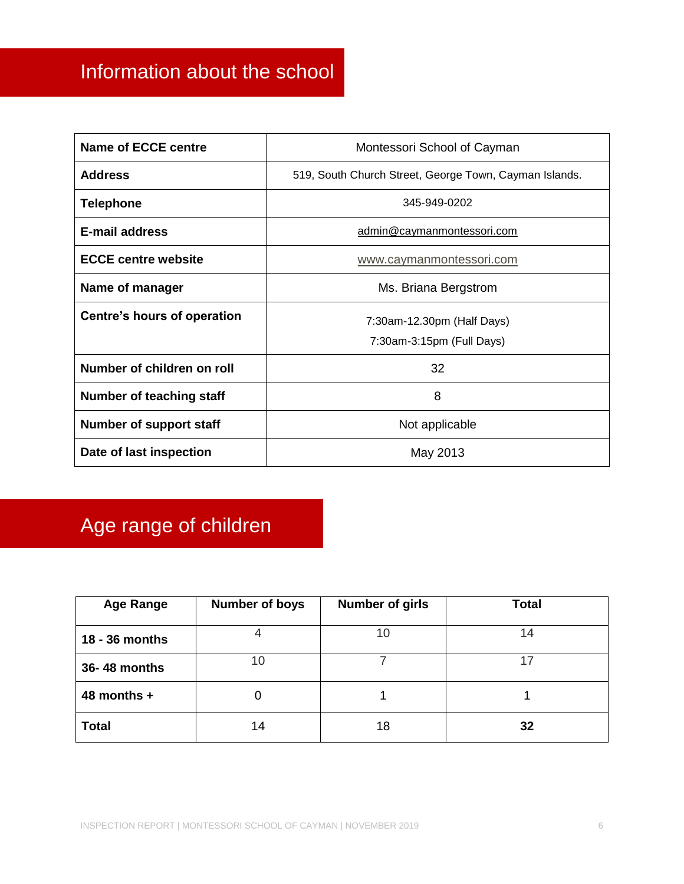# Information about the school

| Name of ECCE centre | Montessori School of Cayman |
|---|---|
| Address | 519, South Church Street, George Town, Cayman Islands. |
| Telephone | 345-949-0202 |
| E-mail address | admin@caymanmontessori.com |
| ECCE centre website | www.caymanmontessori.com |
| Name of manager | Ms. Briana Bergstrom |
| Centre's hours of operation | 7:30am-12.30pm (Half Days)<br>7:30am-3:15pm (Full Days) |
| Number of children on roll | 32 |
| Number of teaching staff | 8 |
| Number of support staff | Not applicable |
| Date of last inspection | May 2013 |

# Age range of children

| Age Range | Number of boys | Number of girls | Total |
|---|---|---|---|
| 18 - 36 months | 4 | 10 | 14 |
| 36- 48 months | 10 | 7 | 17 |
| 48 months + | 0 | 1 | 1 |
| **Total** | 14 | 18 | **32** |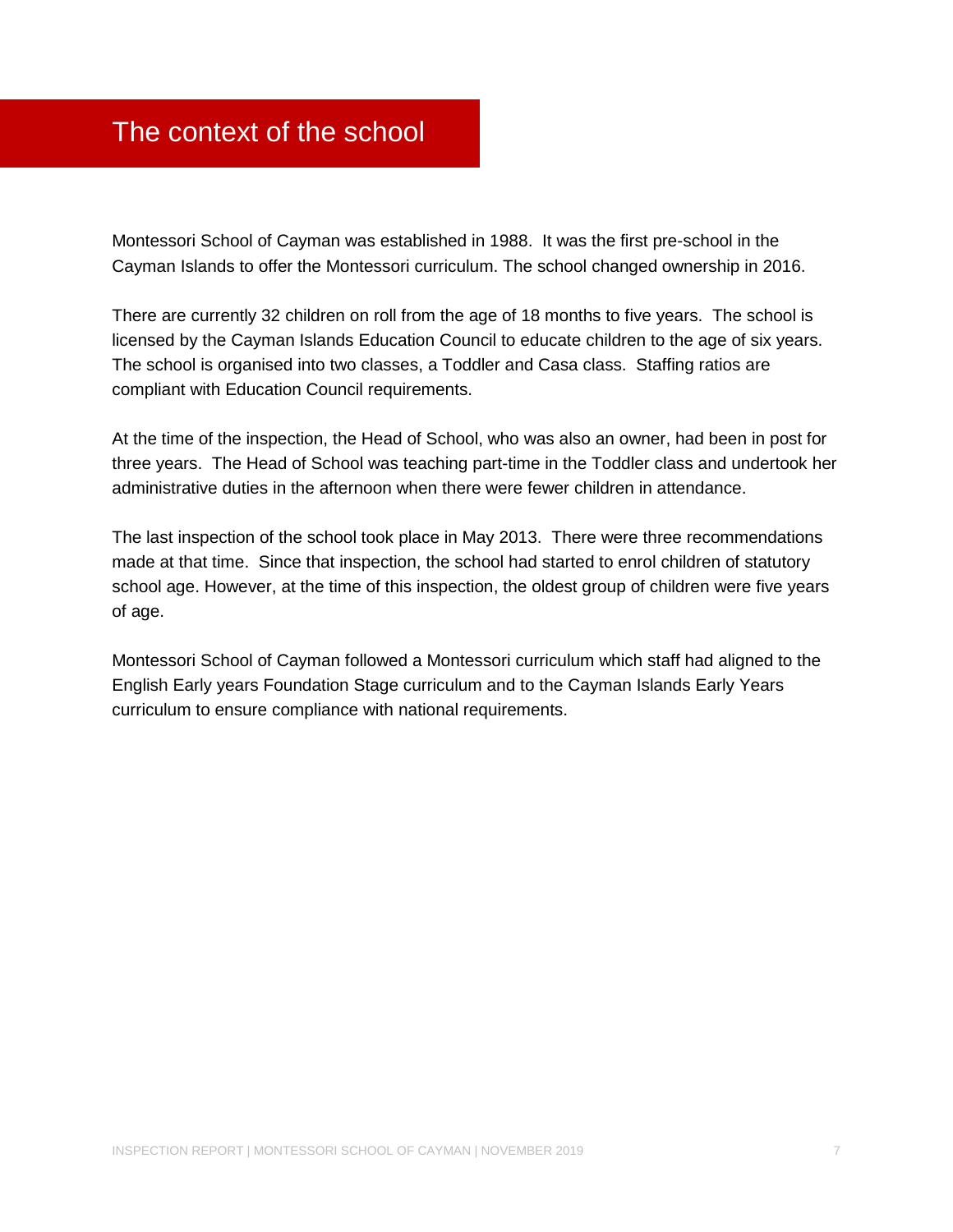# The context of the school

Montessori School of Cayman was established in 1988. It was the first pre-school in the Cayman Islands to offer the Montessori curriculum. The school changed ownership in 2016.

There are currently 32 children on roll from the age of 18 months to five years. The school is licensed by the Cayman Islands Education Council to educate children to the age of six years. The school is organised into two classes, a Toddler and Casa class. Staffing ratios are compliant with Education Council requirements.

At the time of the inspection, the Head of School, who was also an owner, had been in post for three years. The Head of School was teaching part-time in the Toddler class and undertook her administrative duties in the afternoon when there were fewer children in attendance.

The last inspection of the school took place in May 2013. There were three recommendations made at that time. Since that inspection, the school had started to enrol children of statutory school age. However, at the time of this inspection, the oldest group of children were five years of age.

Montessori School of Cayman followed a Montessori curriculum which staff had aligned to the English Early years Foundation Stage curriculum and to the Cayman Islands Early Years curriculum to ensure compliance with national requirements.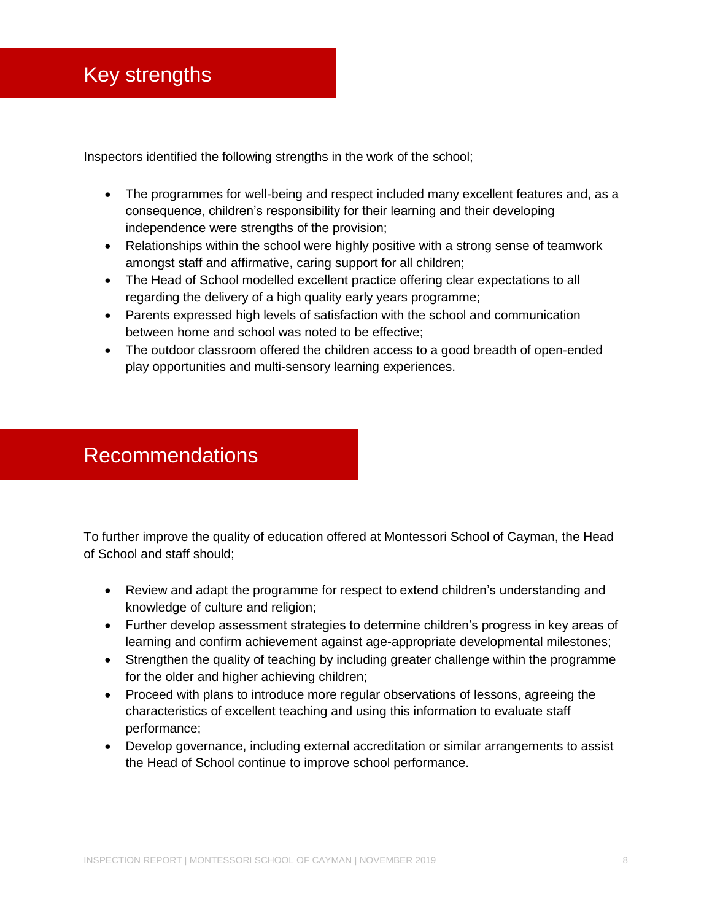## Key strengths

Inspectors identified the following strengths in the work of the school;

- The programmes for well-being and respect included many excellent features and, as a consequence, children's responsibility for their learning and their developing independence were strengths of the provision;
- Relationships within the school were highly positive with a strong sense of teamwork amongst staff and affirmative, caring support for all children;
- The Head of School modelled excellent practice offering clear expectations to all regarding the delivery of a high quality early years programme;
- Parents expressed high levels of satisfaction with the school and communication between home and school was noted to be effective;
- The outdoor classroom offered the children access to a good breadth of open-ended play opportunities and multi-sensory learning experiences.

## Recommendations

To further improve the quality of education offered at Montessori School of Cayman, the Head of School and staff should;

- Review and adapt the programme for respect to extend children's understanding and knowledge of culture and religion;
- Further develop assessment strategies to determine children's progress in key areas of learning and confirm achievement against age-appropriate developmental milestones;
- Strengthen the quality of teaching by including greater challenge within the programme for the older and higher achieving children;
- Proceed with plans to introduce more regular observations of lessons, agreeing the characteristics of excellent teaching and using this information to evaluate staff performance;
- Develop governance, including external accreditation or similar arrangements to assist the Head of School continue to improve school performance.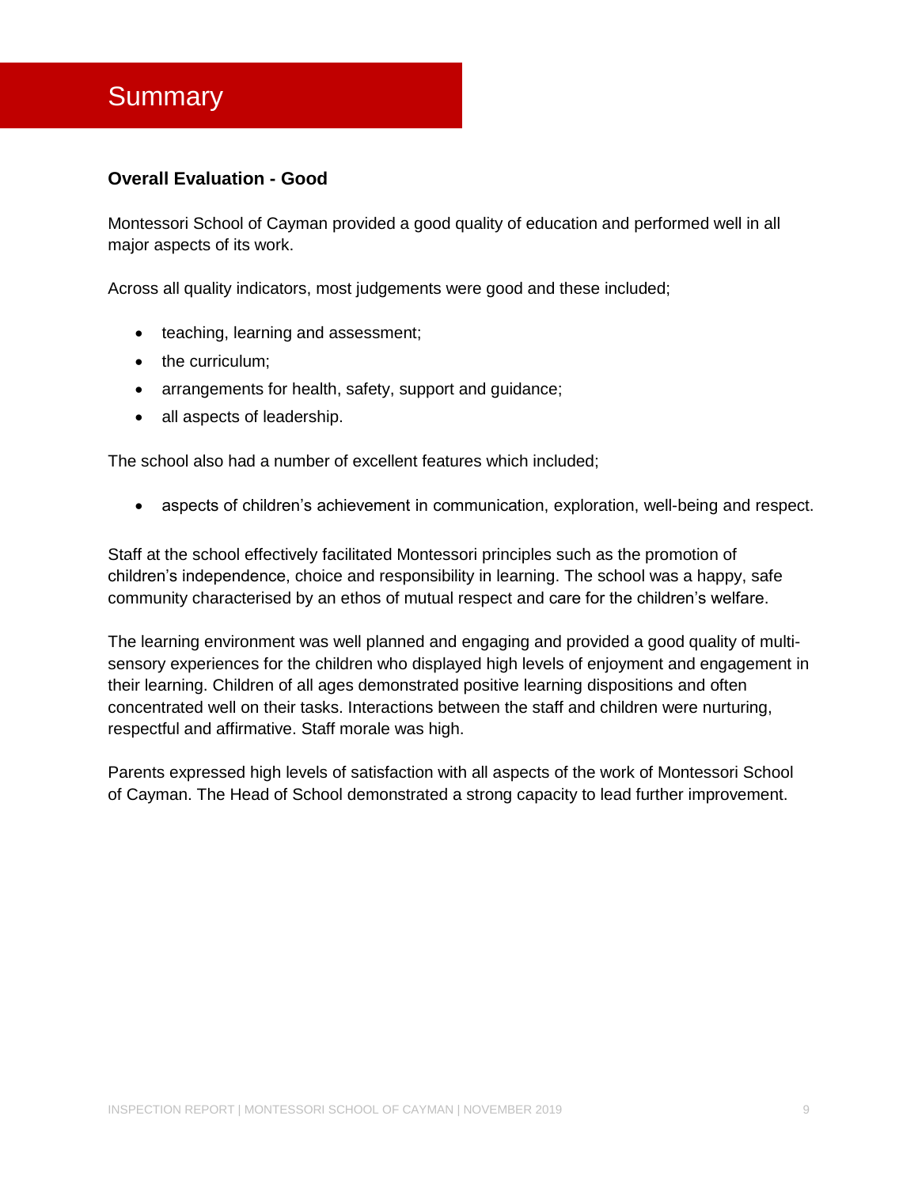# Summary

**Overall Evaluation - Good**

Montessori School of Cayman provided a good quality of education and performed well in all major aspects of its work.

Across all quality indicators, most judgements were good and these included;

- teaching, learning and assessment;
- the curriculum;
- arrangements for health, safety, support and guidance;
- all aspects of leadership.

The school also had a number of excellent features which included;

- aspects of children's achievement in communication, exploration, well-being and respect.

Staff at the school effectively facilitated Montessori principles such as the promotion of children's independence, choice and responsibility in learning. The school was a happy, safe community characterised by an ethos of mutual respect and care for the children's welfare.

The learning environment was well planned and engaging and provided a good quality of multi-sensory experiences for the children who displayed high levels of enjoyment and engagement in their learning. Children of all ages demonstrated positive learning dispositions and often concentrated well on their tasks. Interactions between the staff and children were nurturing, respectful and affirmative. Staff morale was high.

Parents expressed high levels of satisfaction with all aspects of the work of Montessori School of Cayman. The Head of School demonstrated a strong capacity to lead further improvement.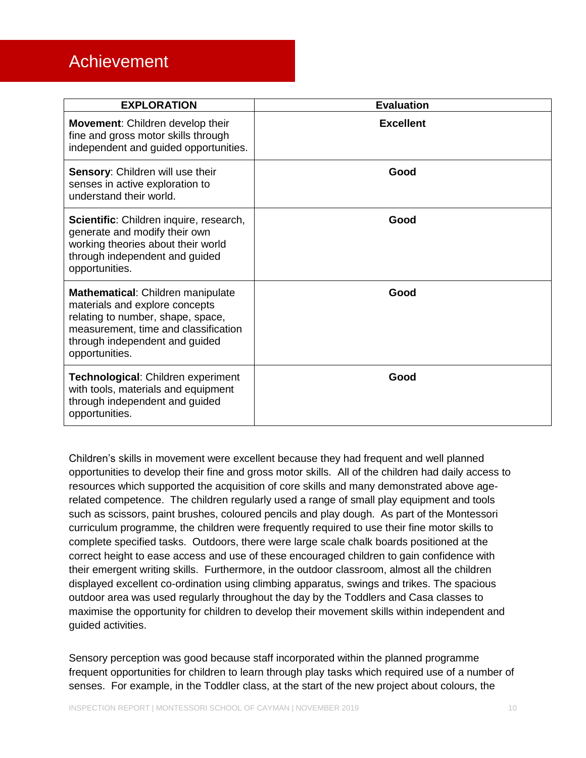# Achievement

| EXPLORATION | Evaluation |
|---|---|
| **Movement**: Children develop their fine and gross motor skills through independent and guided opportunities. | **Excellent** |
| **Sensory**: Children will use their senses in active exploration to understand their world. | **Good** |
| **Scientific**: Children inquire, research, generate and modify their own working theories about their world through independent and guided opportunities. | **Good** |
| **Mathematical**: Children manipulate materials and explore concepts relating to number, shape, space, measurement, time and classification through independent and guided opportunities. | **Good** |
| **Technological**: Children experiment with tools, materials and equipment through independent and guided opportunities. | **Good** |

Children's skills in movement were excellent because they had frequent and well planned opportunities to develop their fine and gross motor skills. All of the children had daily access to resources which supported the acquisition of core skills and many demonstrated above age-related competence. The children regularly used a range of small play equipment and tools such as scissors, paint brushes, coloured pencils and play dough. As part of the Montessori curriculum programme, the children were frequently required to use their fine motor skills to complete specified tasks. Outdoors, there were large scale chalk boards positioned at the correct height to ease access and use of these encouraged children to gain confidence with their emergent writing skills. Furthermore, in the outdoor classroom, almost all the children displayed excellent co-ordination using climbing apparatus, swings and trikes. The spacious outdoor area was used regularly throughout the day by the Toddlers and Casa classes to maximise the opportunity for children to develop their movement skills within independent and guided activities.

Sensory perception was good because staff incorporated within the planned programme frequent opportunities for children to learn through play tasks which required use of a number of senses. For example, in the Toddler class, at the start of the new project about colours, the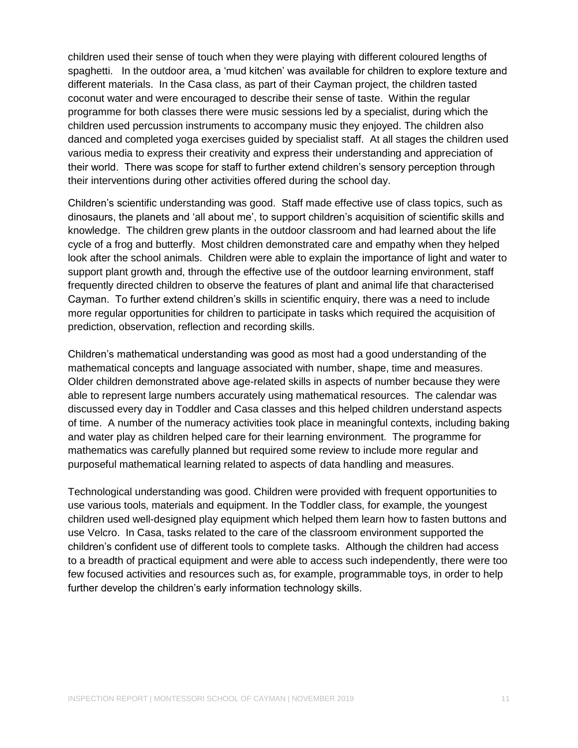children used their sense of touch when they were playing with different coloured lengths of spaghetti. In the outdoor area, a 'mud kitchen' was available for children to explore texture and different materials. In the Casa class, as part of their Cayman project, the children tasted coconut water and were encouraged to describe their sense of taste. Within the regular programme for both classes there were music sessions led by a specialist, during which the children used percussion instruments to accompany music they enjoyed. The children also danced and completed yoga exercises guided by specialist staff. At all stages the children used various media to express their creativity and express their understanding and appreciation of their world. There was scope for staff to further extend children's sensory perception through their interventions during other activities offered during the school day.

Children's scientific understanding was good. Staff made effective use of class topics, such as dinosaurs, the planets and 'all about me', to support children's acquisition of scientific skills and knowledge. The children grew plants in the outdoor classroom and had learned about the life cycle of a frog and butterfly. Most children demonstrated care and empathy when they helped look after the school animals. Children were able to explain the importance of light and water to support plant growth and, through the effective use of the outdoor learning environment, staff frequently directed children to observe the features of plant and animal life that characterised Cayman. To further extend children's skills in scientific enquiry, there was a need to include more regular opportunities for children to participate in tasks which required the acquisition of prediction, observation, reflection and recording skills.

Children's mathematical understanding was good as most had a good understanding of the mathematical concepts and language associated with number, shape, time and measures. Older children demonstrated above age-related skills in aspects of number because they were able to represent large numbers accurately using mathematical resources. The calendar was discussed every day in Toddler and Casa classes and this helped children understand aspects of time. A number of the numeracy activities took place in meaningful contexts, including baking and water play as children helped care for their learning environment. The programme for mathematics was carefully planned but required some review to include more regular and purposeful mathematical learning related to aspects of data handling and measures.

Technological understanding was good. Children were provided with frequent opportunities to use various tools, materials and equipment. In the Toddler class, for example, the youngest children used well-designed play equipment which helped them learn how to fasten buttons and use Velcro. In Casa, tasks related to the care of the classroom environment supported the children's confident use of different tools to complete tasks. Although the children had access to a breadth of practical equipment and were able to access such independently, there were too few focused activities and resources such as, for example, programmable toys, in order to help further develop the children's early information technology skills.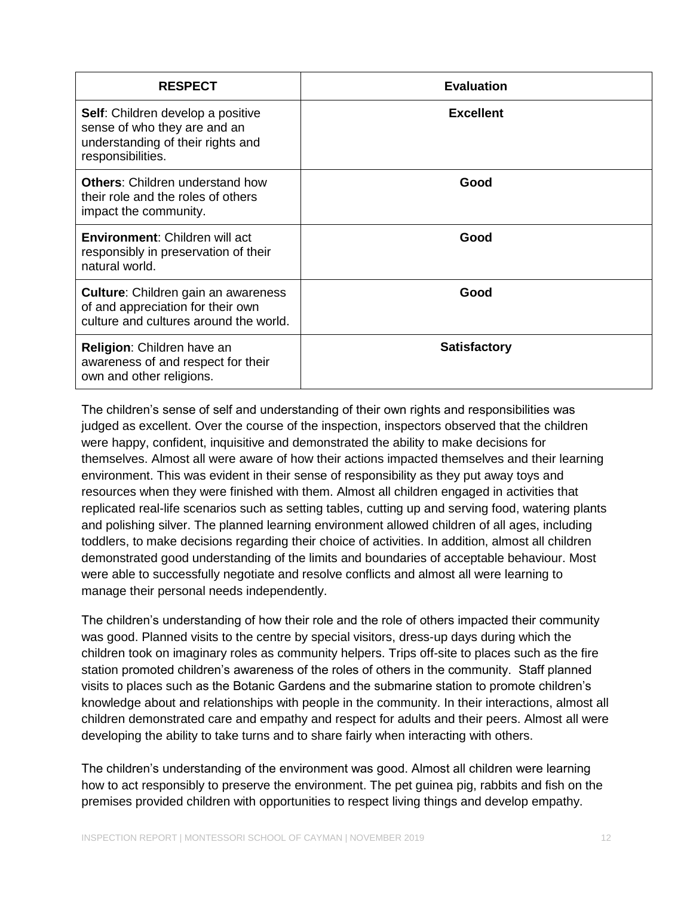| RESPECT | Evaluation |
| --- | --- |
| **Self**: Children develop a positive sense of who they are and an understanding of their rights and responsibilities. | **Excellent** |
| **Others**: Children understand how their role and the roles of others impact the community. | **Good** |
| **Environment**: Children will act responsibly in preservation of their natural world. | **Good** |
| **Culture**: Children gain an awareness of and appreciation for their own culture and cultures around the world. | **Good** |
| **Religion**: Children have an awareness of and respect for their own and other religions. | **Satisfactory** |

The children's sense of self and understanding of their own rights and responsibilities was judged as excellent. Over the course of the inspection, inspectors observed that the children were happy, confident, inquisitive and demonstrated the ability to make decisions for themselves. Almost all were aware of how their actions impacted themselves and their learning environment. This was evident in their sense of responsibility as they put away toys and resources when they were finished with them. Almost all children engaged in activities that replicated real-life scenarios such as setting tables, cutting up and serving food, watering plants and polishing silver. The planned learning environment allowed children of all ages, including toddlers, to make decisions regarding their choice of activities. In addition, almost all children demonstrated good understanding of the limits and boundaries of acceptable behaviour. Most were able to successfully negotiate and resolve conflicts and almost all were learning to manage their personal needs independently.

The children's understanding of how their role and the role of others impacted their community was good. Planned visits to the centre by special visitors, dress-up days during which the children took on imaginary roles as community helpers. Trips off-site to places such as the fire station promoted children's awareness of the roles of others in the community. Staff planned visits to places such as the Botanic Gardens and the submarine station to promote children's knowledge about and relationships with people in the community. In their interactions, almost all children demonstrated care and empathy and respect for adults and their peers. Almost all were developing the ability to take turns and to share fairly when interacting with others.

The children's understanding of the environment was good. Almost all children were learning how to act responsibly to preserve the environment. The pet guinea pig, rabbits and fish on the premises provided children with opportunities to respect living things and develop empathy.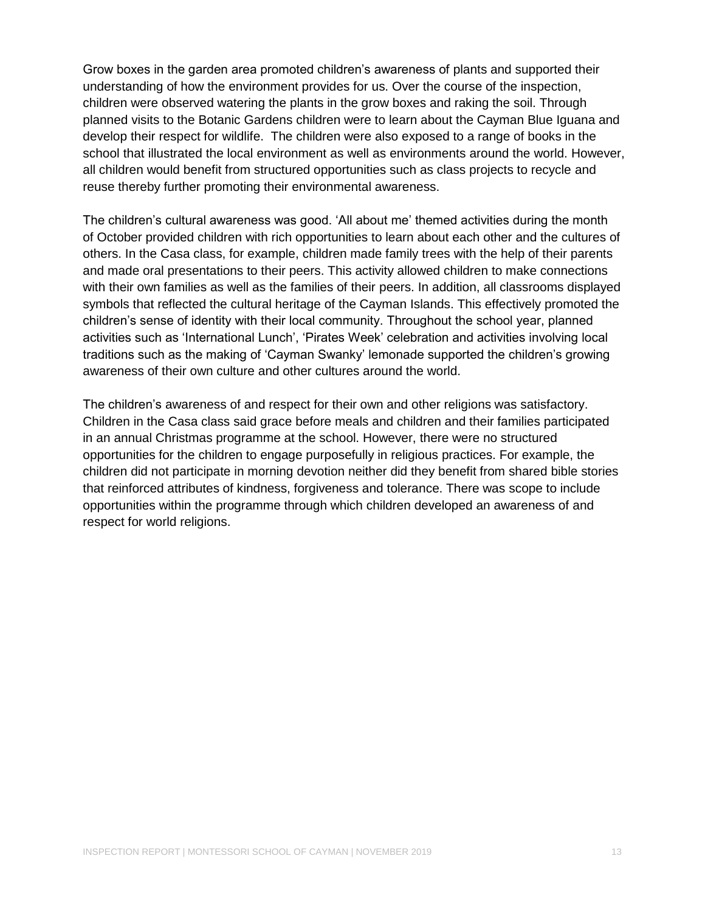Grow boxes in the garden area promoted children's awareness of plants and supported their understanding of how the environment provides for us. Over the course of the inspection, children were observed watering the plants in the grow boxes and raking the soil. Through planned visits to the Botanic Gardens children were to learn about the Cayman Blue Iguana and develop their respect for wildlife. The children were also exposed to a range of books in the school that illustrated the local environment as well as environments around the world. However, all children would benefit from structured opportunities such as class projects to recycle and reuse thereby further promoting their environmental awareness.

The children's cultural awareness was good. 'All about me' themed activities during the month of October provided children with rich opportunities to learn about each other and the cultures of others. In the Casa class, for example, children made family trees with the help of their parents and made oral presentations to their peers. This activity allowed children to make connections with their own families as well as the families of their peers. In addition, all classrooms displayed symbols that reflected the cultural heritage of the Cayman Islands. This effectively promoted the children's sense of identity with their local community. Throughout the school year, planned activities such as 'International Lunch', 'Pirates Week' celebration and activities involving local traditions such as the making of 'Cayman Swanky' lemonade supported the children's growing awareness of their own culture and other cultures around the world.

The children's awareness of and respect for their own and other religions was satisfactory. Children in the Casa class said grace before meals and children and their families participated in an annual Christmas programme at the school. However, there were no structured opportunities for the children to engage purposefully in religious practices. For example, the children did not participate in morning devotion neither did they benefit from shared bible stories that reinforced attributes of kindness, forgiveness and tolerance. There was scope to include opportunities within the programme through which children developed an awareness of and respect for world religions.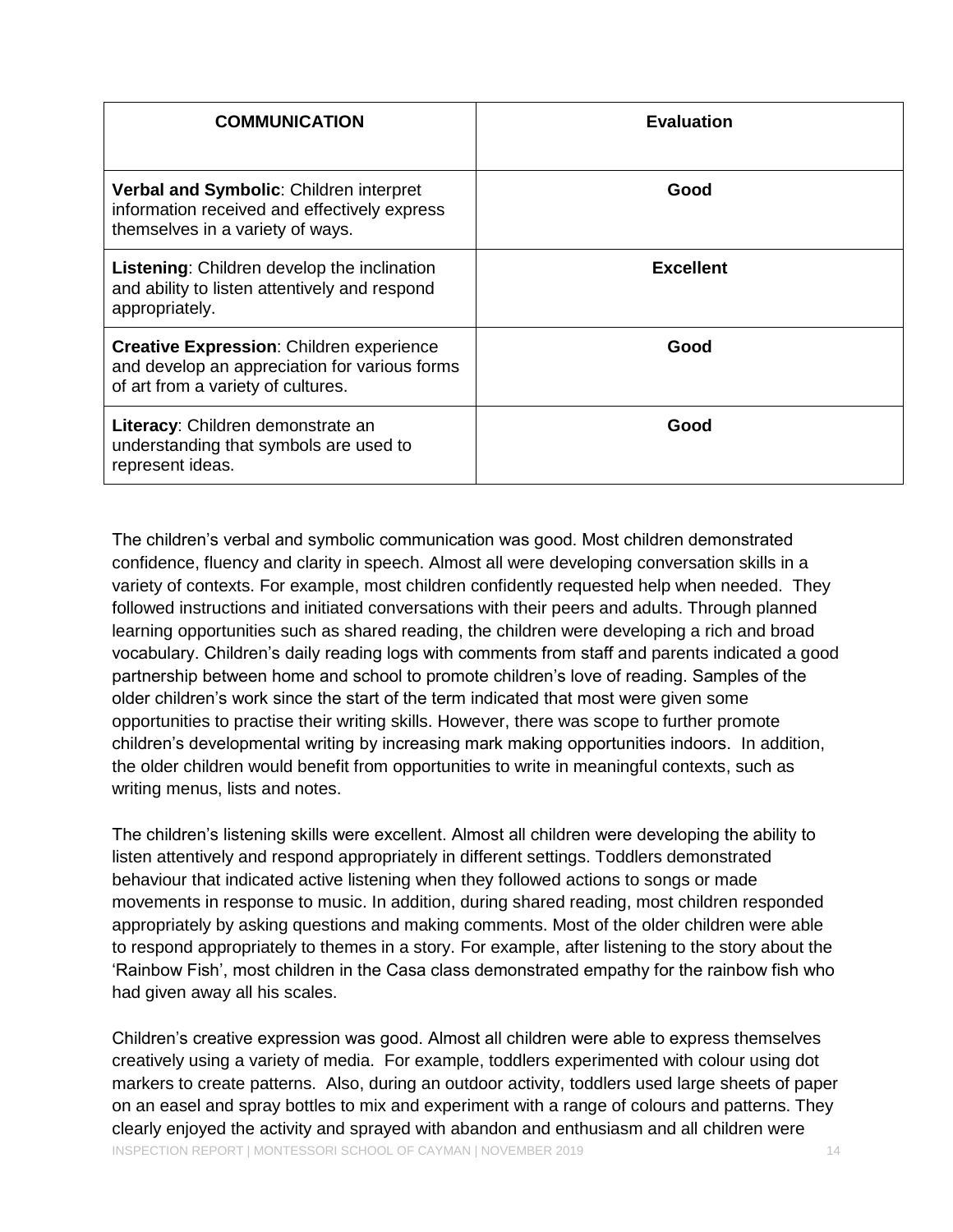| COMMUNICATION | Evaluation |
|---|---|
| **Verbal and Symbolic**: Children interpret information received and effectively express themselves in a variety of ways. | **Good** |
| **Listening**: Children develop the inclination and ability to listen attentively and respond appropriately. | **Excellent** |
| **Creative Expression**: Children experience and develop an appreciation for various forms of art from a variety of cultures. | **Good** |
| **Literacy**: Children demonstrate an understanding that symbols are used to represent ideas. | **Good** |

The children's verbal and symbolic communication was good. Most children demonstrated confidence, fluency and clarity in speech. Almost all were developing conversation skills in a variety of contexts. For example, most children confidently requested help when needed. They followed instructions and initiated conversations with their peers and adults. Through planned learning opportunities such as shared reading, the children were developing a rich and broad vocabulary. Children's daily reading logs with comments from staff and parents indicated a good partnership between home and school to promote children's love of reading. Samples of the older children's work since the start of the term indicated that most were given some opportunities to practise their writing skills. However, there was scope to further promote children's developmental writing by increasing mark making opportunities indoors. In addition, the older children would benefit from opportunities to write in meaningful contexts, such as writing menus, lists and notes.

The children's listening skills were excellent. Almost all children were developing the ability to listen attentively and respond appropriately in different settings. Toddlers demonstrated behaviour that indicated active listening when they followed actions to songs or made movements in response to music. In addition, during shared reading, most children responded appropriately by asking questions and making comments. Most of the older children were able to respond appropriately to themes in a story. For example, after listening to the story about the 'Rainbow Fish', most children in the Casa class demonstrated empathy for the rainbow fish who had given away all his scales.

Children's creative expression was good. Almost all children were able to express themselves creatively using a variety of media. For example, toddlers experimented with colour using dot markers to create patterns. Also, during an outdoor activity, toddlers used large sheets of paper on an easel and spray bottles to mix and experiment with a range of colours and patterns. They clearly enjoyed the activity and sprayed with abandon and enthusiasm and all children were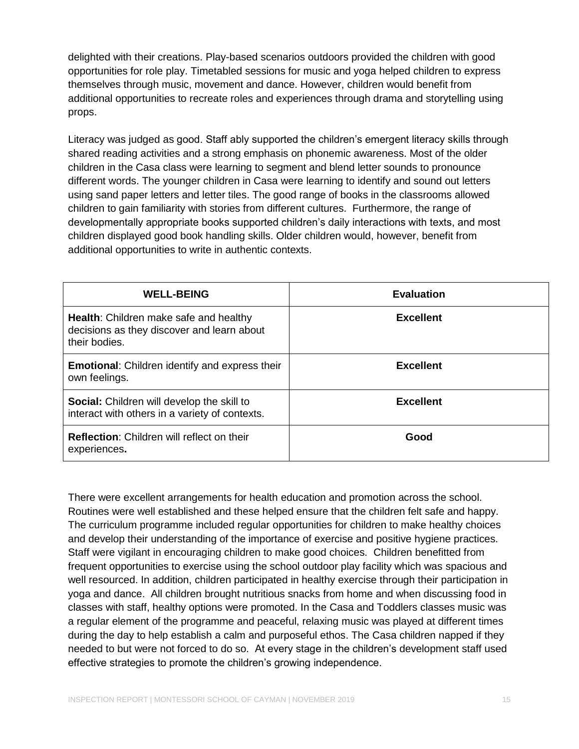delighted with their creations. Play-based scenarios outdoors provided the children with good opportunities for role play. Timetabled sessions for music and yoga helped children to express themselves through music, movement and dance. However, children would benefit from additional opportunities to recreate roles and experiences through drama and storytelling using props.

Literacy was judged as good. Staff ably supported the children's emergent literacy skills through shared reading activities and a strong emphasis on phonemic awareness. Most of the older children in the Casa class were learning to segment and blend letter sounds to pronounce different words. The younger children in Casa were learning to identify and sound out letters using sand paper letters and letter tiles. The good range of books in the classrooms allowed children to gain familiarity with stories from different cultures. Furthermore, the range of developmentally appropriate books supported children's daily interactions with texts, and most children displayed good book handling skills. Older children would, however, benefit from additional opportunities to write in authentic contexts.

| WELL-BEING | Evaluation |
|---|---|
| **Health**: Children make safe and healthy decisions as they discover and learn about their bodies. | **Excellent** |
| **Emotional**: Children identify and express their own feelings. | **Excellent** |
| **Social:** Children will develop the skill to interact with others in a variety of contexts. | **Excellent** |
| **Reflection**: Children will reflect on their experiences**.** | **Good** |

There were excellent arrangements for health education and promotion across the school. Routines were well established and these helped ensure that the children felt safe and happy. The curriculum programme included regular opportunities for children to make healthy choices and develop their understanding of the importance of exercise and positive hygiene practices. Staff were vigilant in encouraging children to make good choices. Children benefitted from frequent opportunities to exercise using the school outdoor play facility which was spacious and well resourced. In addition, children participated in healthy exercise through their participation in yoga and dance. All children brought nutritious snacks from home and when discussing food in classes with staff, healthy options were promoted. In the Casa and Toddlers classes music was a regular element of the programme and peaceful, relaxing music was played at different times during the day to help establish a calm and purposeful ethos. The Casa children napped if they needed to but were not forced to do so. At every stage in the children's development staff used effective strategies to promote the children's growing independence.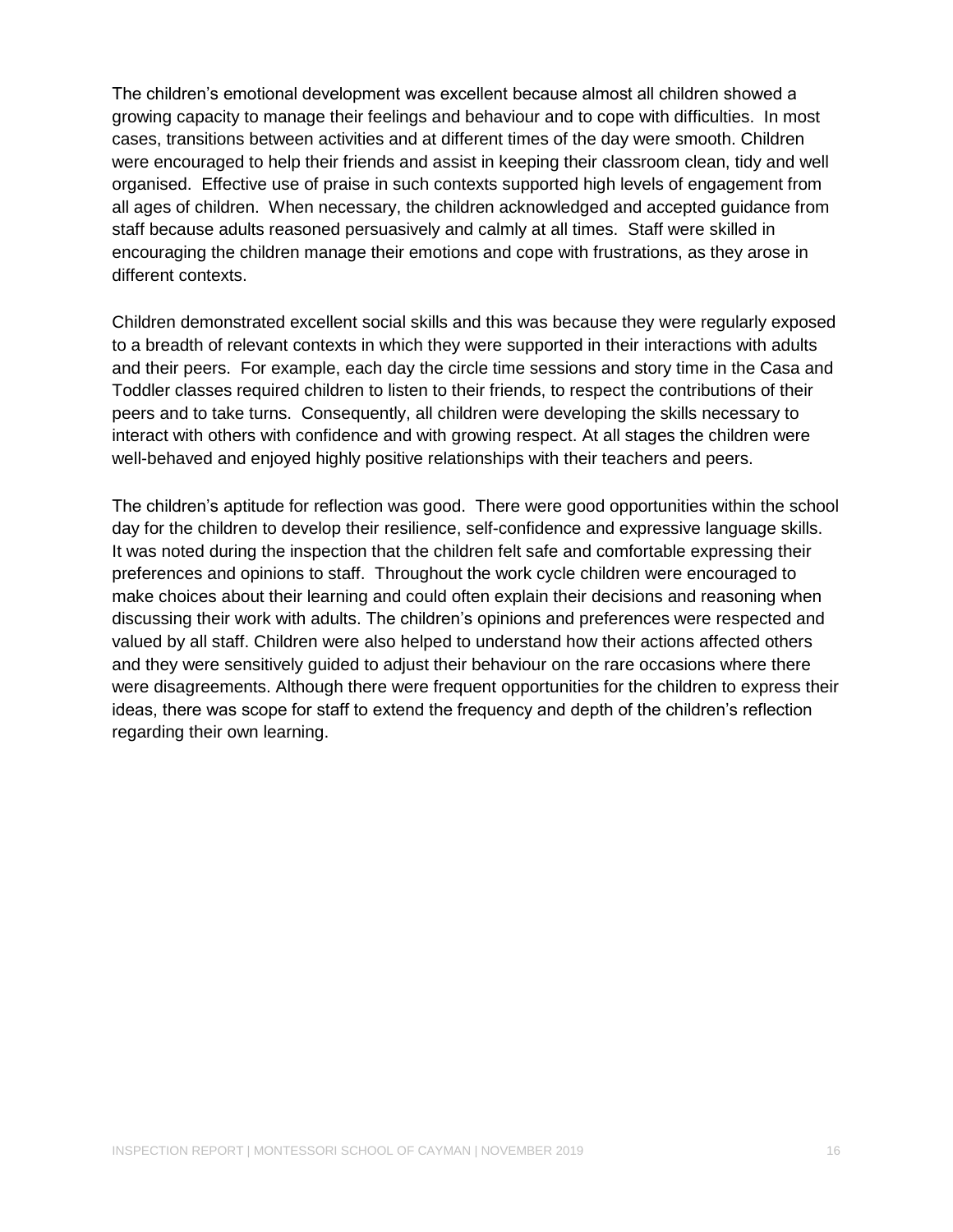The children's emotional development was excellent because almost all children showed a growing capacity to manage their feelings and behaviour and to cope with difficulties. In most cases, transitions between activities and at different times of the day were smooth. Children were encouraged to help their friends and assist in keeping their classroom clean, tidy and well organised. Effective use of praise in such contexts supported high levels of engagement from all ages of children. When necessary, the children acknowledged and accepted guidance from staff because adults reasoned persuasively and calmly at all times. Staff were skilled in encouraging the children manage their emotions and cope with frustrations, as they arose in different contexts.

Children demonstrated excellent social skills and this was because they were regularly exposed to a breadth of relevant contexts in which they were supported in their interactions with adults and their peers. For example, each day the circle time sessions and story time in the Casa and Toddler classes required children to listen to their friends, to respect the contributions of their peers and to take turns. Consequently, all children were developing the skills necessary to interact with others with confidence and with growing respect. At all stages the children were well-behaved and enjoyed highly positive relationships with their teachers and peers.

The children's aptitude for reflection was good. There were good opportunities within the school day for the children to develop their resilience, self-confidence and expressive language skills. It was noted during the inspection that the children felt safe and comfortable expressing their preferences and opinions to staff. Throughout the work cycle children were encouraged to make choices about their learning and could often explain their decisions and reasoning when discussing their work with adults. The children's opinions and preferences were respected and valued by all staff. Children were also helped to understand how their actions affected others and they were sensitively guided to adjust their behaviour on the rare occasions where there were disagreements. Although there were frequent opportunities for the children to express their ideas, there was scope for staff to extend the frequency and depth of the children's reflection regarding their own learning.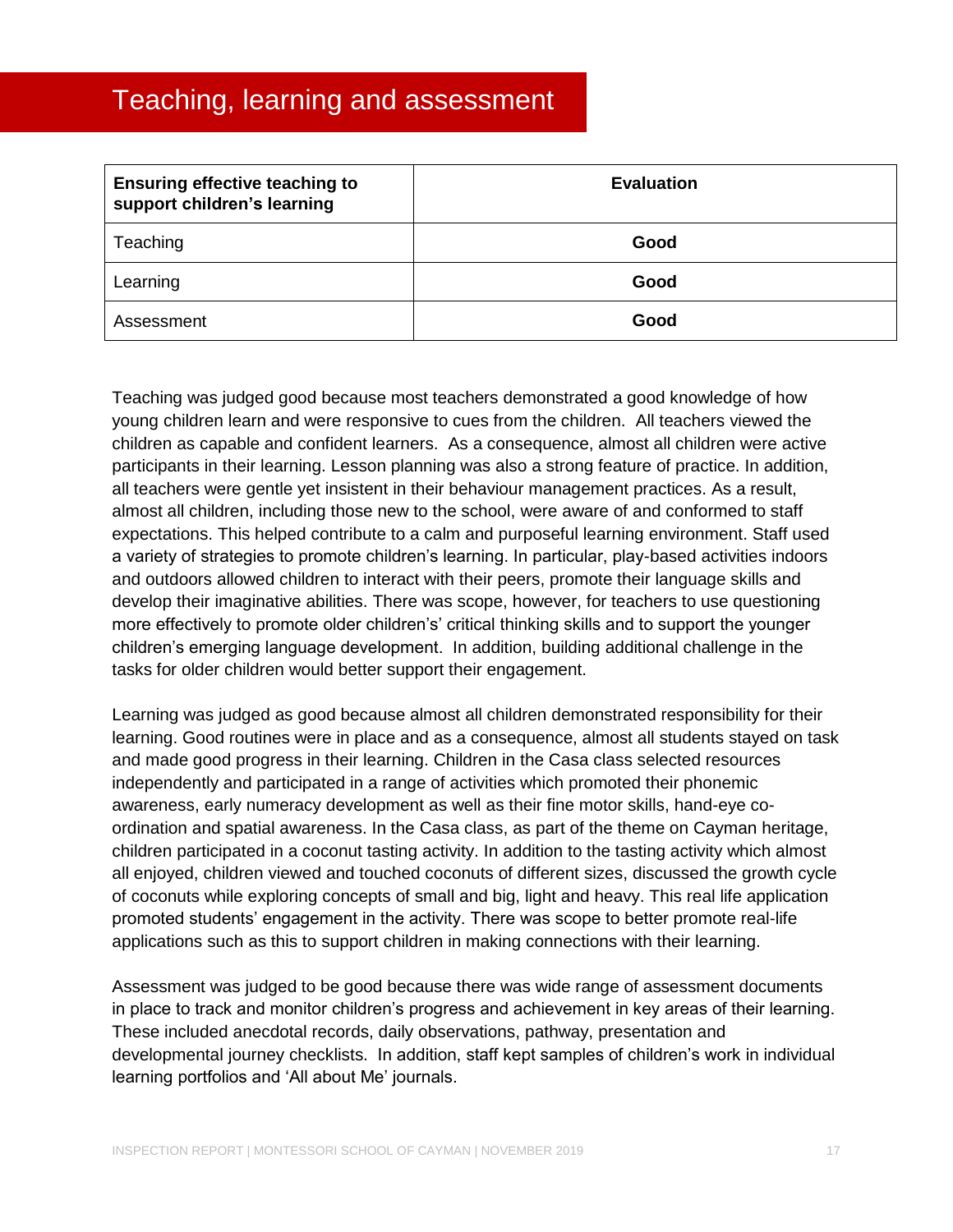# Teaching, learning and assessment

| **Ensuring effective teaching to support children's learning** | **Evaluation** |
|---|---|
| Teaching | **Good** |
| Learning | **Good** |
| Assessment | **Good** |

Teaching was judged good because most teachers demonstrated a good knowledge of how young children learn and were responsive to cues from the children. All teachers viewed the children as capable and confident learners. As a consequence, almost all children were active participants in their learning. Lesson planning was also a strong feature of practice. In addition, all teachers were gentle yet insistent in their behaviour management practices. As a result, almost all children, including those new to the school, were aware of and conformed to staff expectations. This helped contribute to a calm and purposeful learning environment. Staff used a variety of strategies to promote children's learning. In particular, play-based activities indoors and outdoors allowed children to interact with their peers, promote their language skills and develop their imaginative abilities. There was scope, however, for teachers to use questioning more effectively to promote older children's' critical thinking skills and to support the younger children's emerging language development. In addition, building additional challenge in the tasks for older children would better support their engagement.

Learning was judged as good because almost all children demonstrated responsibility for their learning. Good routines were in place and as a consequence, almost all students stayed on task and made good progress in their learning. Children in the Casa class selected resources independently and participated in a range of activities which promoted their phonemic awareness, early numeracy development as well as their fine motor skills, hand-eye co-ordination and spatial awareness. In the Casa class, as part of the theme on Cayman heritage, children participated in a coconut tasting activity. In addition to the tasting activity which almost all enjoyed, children viewed and touched coconuts of different sizes, discussed the growth cycle of coconuts while exploring concepts of small and big, light and heavy. This real life application promoted students' engagement in the activity. There was scope to better promote real-life applications such as this to support children in making connections with their learning.

Assessment was judged to be good because there was wide range of assessment documents in place to track and monitor children's progress and achievement in key areas of their learning. These included anecdotal records, daily observations, pathway, presentation and developmental journey checklists. In addition, staff kept samples of children's work in individual learning portfolios and 'All about Me' journals.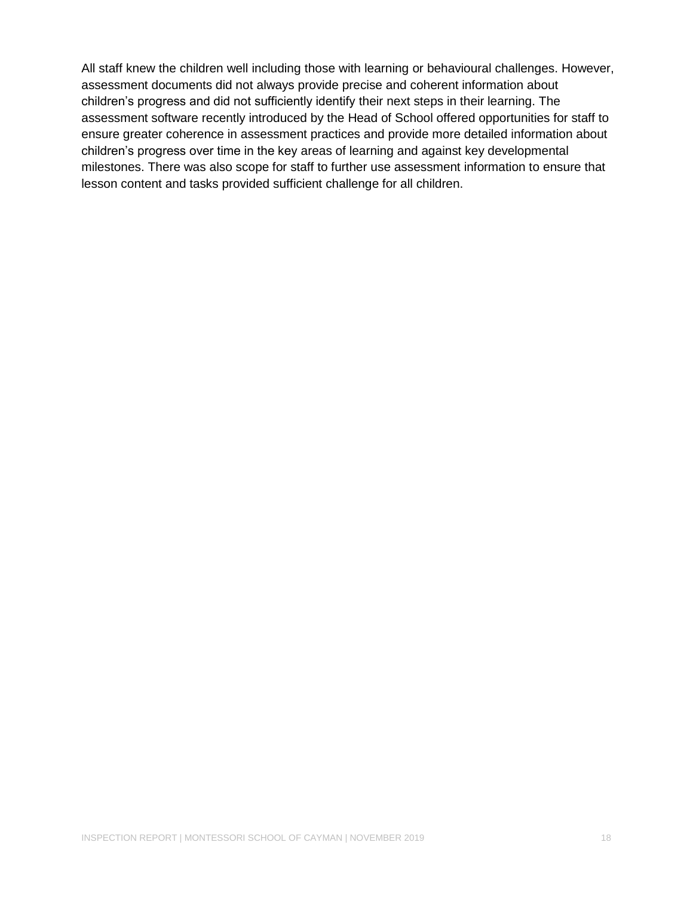All staff knew the children well including those with learning or behavioural challenges. However, assessment documents did not always provide precise and coherent information about children's progress and did not sufficiently identify their next steps in their learning. The assessment software recently introduced by the Head of School offered opportunities for staff to ensure greater coherence in assessment practices and provide more detailed information about children's progress over time in the key areas of learning and against key developmental milestones. There was also scope for staff to further use assessment information to ensure that lesson content and tasks provided sufficient challenge for all children.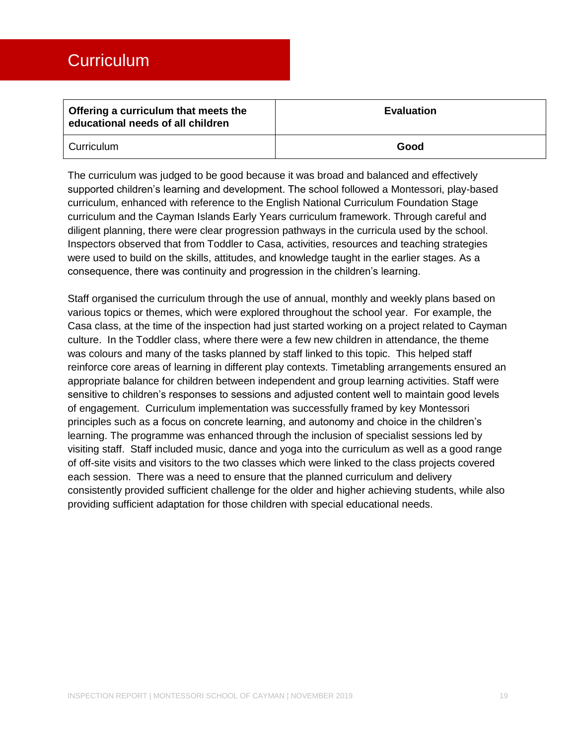# Curriculum

| Offering a curriculum that meets the educational needs of all children | Evaluation |
|---|---|
| Curriculum | **Good** |

The curriculum was judged to be good because it was broad and balanced and effectively supported children's learning and development. The school followed a Montessori, play-based curriculum, enhanced with reference to the English National Curriculum Foundation Stage curriculum and the Cayman Islands Early Years curriculum framework. Through careful and diligent planning, there were clear progression pathways in the curricula used by the school. Inspectors observed that from Toddler to Casa, activities, resources and teaching strategies were used to build on the skills, attitudes, and knowledge taught in the earlier stages. As a consequence, there was continuity and progression in the children's learning.

Staff organised the curriculum through the use of annual, monthly and weekly plans based on various topics or themes, which were explored throughout the school year. For example, the Casa class, at the time of the inspection had just started working on a project related to Cayman culture. In the Toddler class, where there were a few new children in attendance, the theme was colours and many of the tasks planned by staff linked to this topic. This helped staff reinforce core areas of learning in different play contexts. Timetabling arrangements ensured an appropriate balance for children between independent and group learning activities. Staff were sensitive to children's responses to sessions and adjusted content well to maintain good levels of engagement. Curriculum implementation was successfully framed by key Montessori principles such as a focus on concrete learning, and autonomy and choice in the children's learning. The programme was enhanced through the inclusion of specialist sessions led by visiting staff. Staff included music, dance and yoga into the curriculum as well as a good range of off-site visits and visitors to the two classes which were linked to the class projects covered each session. There was a need to ensure that the planned curriculum and delivery consistently provided sufficient challenge for the older and higher achieving students, while also providing sufficient adaptation for those children with special educational needs.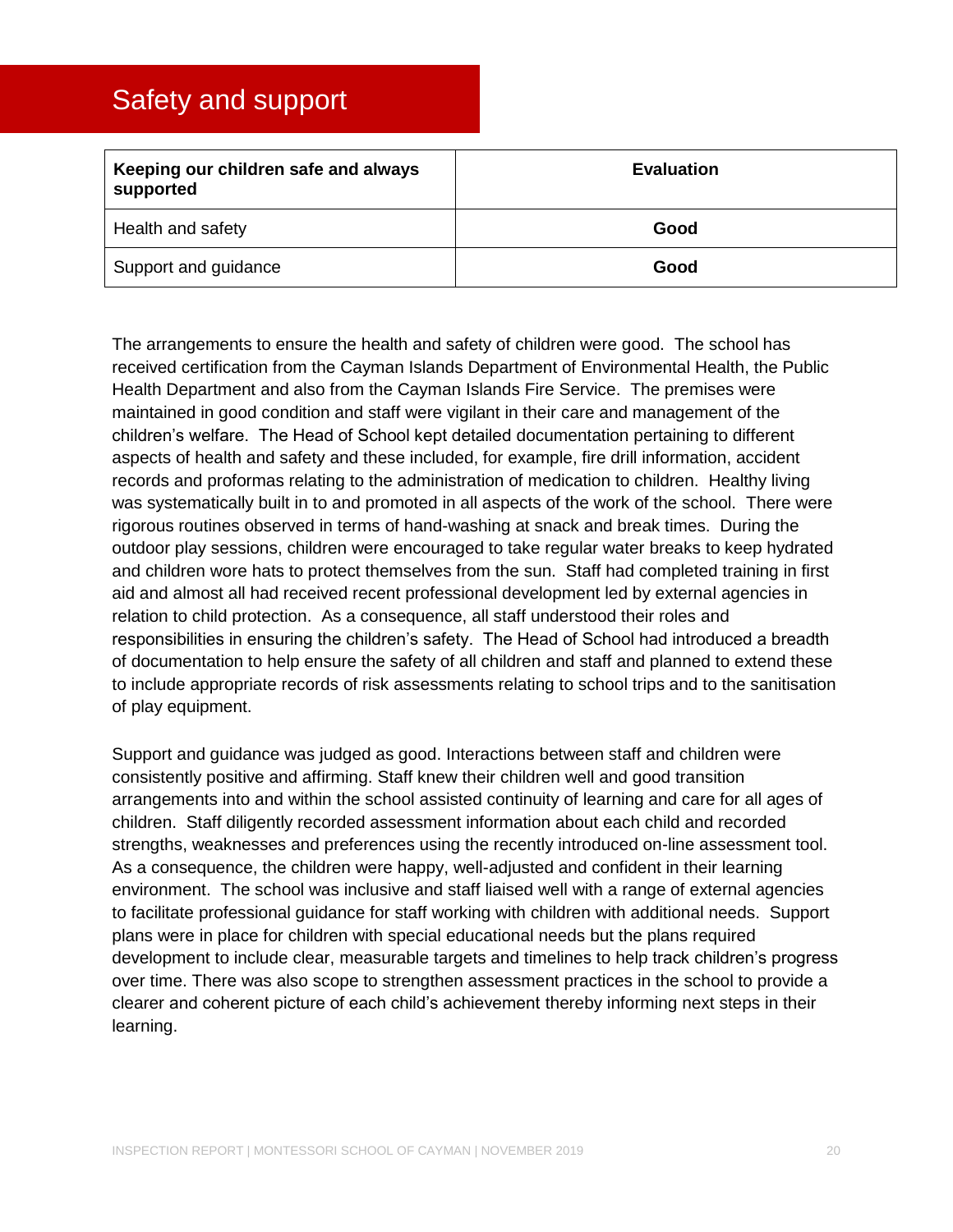# Safety and support

| Keeping our children safe and always supported | Evaluation |
|---|---|
| Health and safety | **Good** |
| Support and guidance | **Good** |

The arrangements to ensure the health and safety of children were good. The school has received certification from the Cayman Islands Department of Environmental Health, the Public Health Department and also from the Cayman Islands Fire Service. The premises were maintained in good condition and staff were vigilant in their care and management of the children's welfare. The Head of School kept detailed documentation pertaining to different aspects of health and safety and these included, for example, fire drill information, accident records and proformas relating to the administration of medication to children. Healthy living was systematically built in to and promoted in all aspects of the work of the school. There were rigorous routines observed in terms of hand-washing at snack and break times. During the outdoor play sessions, children were encouraged to take regular water breaks to keep hydrated and children wore hats to protect themselves from the sun. Staff had completed training in first aid and almost all had received recent professional development led by external agencies in relation to child protection. As a consequence, all staff understood their roles and responsibilities in ensuring the children's safety. The Head of School had introduced a breadth of documentation to help ensure the safety of all children and staff and planned to extend these to include appropriate records of risk assessments relating to school trips and to the sanitisation of play equipment.

Support and guidance was judged as good. Interactions between staff and children were consistently positive and affirming. Staff knew their children well and good transition arrangements into and within the school assisted continuity of learning and care for all ages of children. Staff diligently recorded assessment information about each child and recorded strengths, weaknesses and preferences using the recently introduced on-line assessment tool. As a consequence, the children were happy, well-adjusted and confident in their learning environment. The school was inclusive and staff liaised well with a range of external agencies to facilitate professional guidance for staff working with children with additional needs. Support plans were in place for children with special educational needs but the plans required development to include clear, measurable targets and timelines to help track children's progress over time. There was also scope to strengthen assessment practices in the school to provide a clearer and coherent picture of each child's achievement thereby informing next steps in their learning.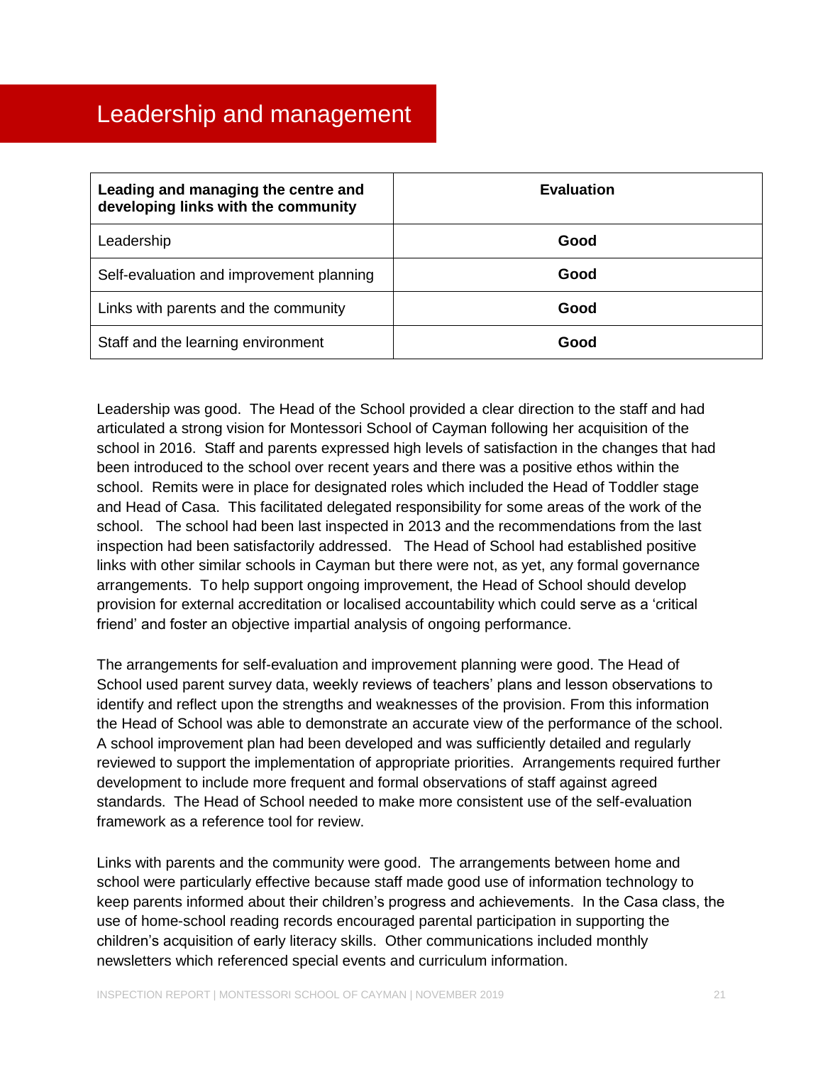# Leadership and management

| **Leading and managing the centre and developing links with the community** | **Evaluation** |
|---|---|
| Leadership | **Good** |
| Self-evaluation and improvement planning | **Good** |
| Links with parents and the community | **Good** |
| Staff and the learning environment | **Good** |

Leadership was good. The Head of the School provided a clear direction to the staff and had articulated a strong vision for Montessori School of Cayman following her acquisition of the school in 2016. Staff and parents expressed high levels of satisfaction in the changes that had been introduced to the school over recent years and there was a positive ethos within the school. Remits were in place for designated roles which included the Head of Toddler stage and Head of Casa. This facilitated delegated responsibility for some areas of the work of the school. The school had been last inspected in 2013 and the recommendations from the last inspection had been satisfactorily addressed. The Head of School had established positive links with other similar schools in Cayman but there were not, as yet, any formal governance arrangements. To help support ongoing improvement, the Head of School should develop provision for external accreditation or localised accountability which could serve as a 'critical friend' and foster an objective impartial analysis of ongoing performance.

The arrangements for self-evaluation and improvement planning were good. The Head of School used parent survey data, weekly reviews of teachers' plans and lesson observations to identify and reflect upon the strengths and weaknesses of the provision. From this information the Head of School was able to demonstrate an accurate view of the performance of the school. A school improvement plan had been developed and was sufficiently detailed and regularly reviewed to support the implementation of appropriate priorities. Arrangements required further development to include more frequent and formal observations of staff against agreed standards. The Head of School needed to make more consistent use of the self-evaluation framework as a reference tool for review.

Links with parents and the community were good. The arrangements between home and school were particularly effective because staff made good use of information technology to keep parents informed about their children's progress and achievements. In the Casa class, the use of home-school reading records encouraged parental participation in supporting the children's acquisition of early literacy skills. Other communications included monthly newsletters which referenced special events and curriculum information.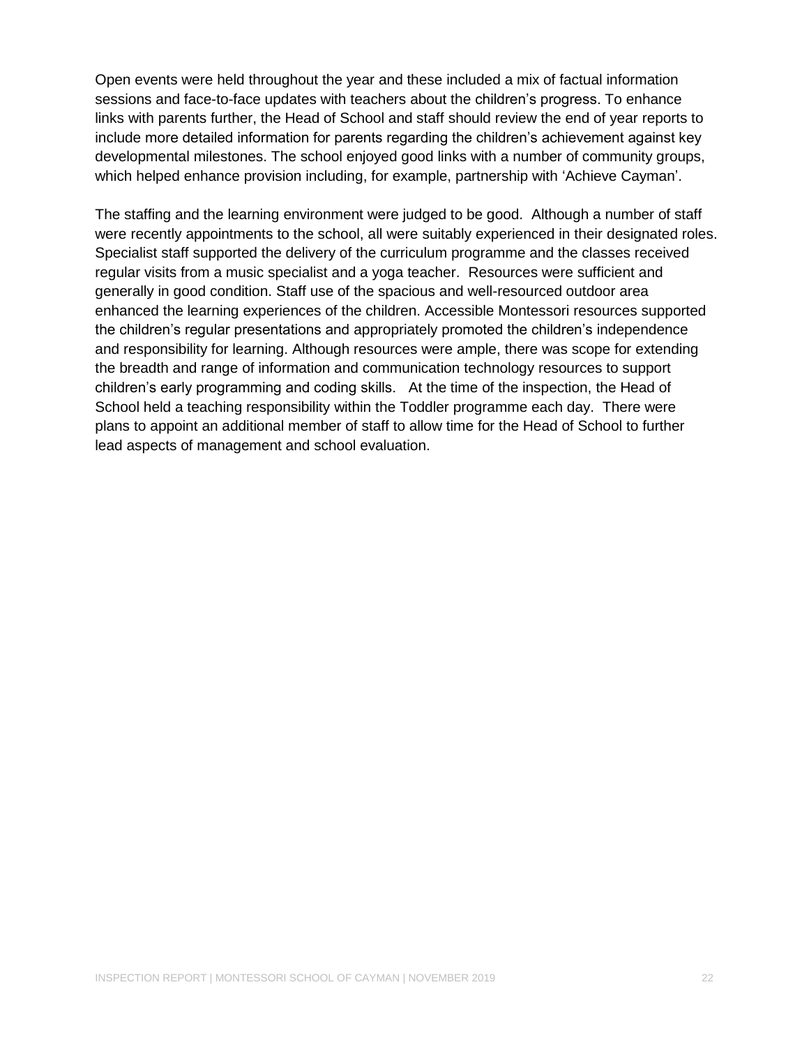Open events were held throughout the year and these included a mix of factual information sessions and face-to-face updates with teachers about the children's progress. To enhance links with parents further, the Head of School and staff should review the end of year reports to include more detailed information for parents regarding the children's achievement against key developmental milestones. The school enjoyed good links with a number of community groups, which helped enhance provision including, for example, partnership with 'Achieve Cayman'.

The staffing and the learning environment were judged to be good. Although a number of staff were recently appointments to the school, all were suitably experienced in their designated roles. Specialist staff supported the delivery of the curriculum programme and the classes received regular visits from a music specialist and a yoga teacher. Resources were sufficient and generally in good condition. Staff use of the spacious and well-resourced outdoor area enhanced the learning experiences of the children. Accessible Montessori resources supported the children's regular presentations and appropriately promoted the children's independence and responsibility for learning. Although resources were ample, there was scope for extending the breadth and range of information and communication technology resources to support children's early programming and coding skills. At the time of the inspection, the Head of School held a teaching responsibility within the Toddler programme each day. There were plans to appoint an additional member of staff to allow time for the Head of School to further lead aspects of management and school evaluation.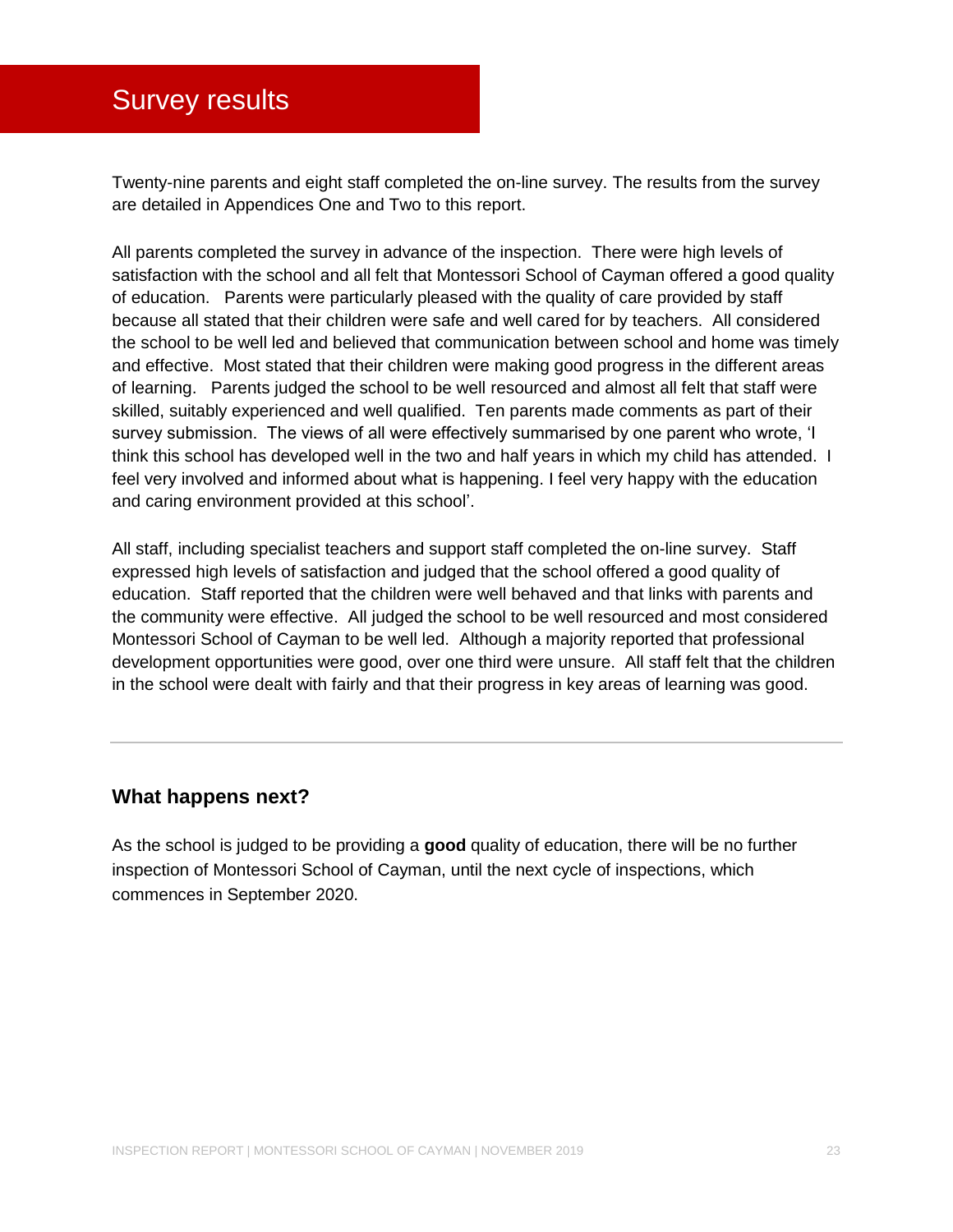# Survey results

Twenty-nine parents and eight staff completed the on-line survey. The results from the survey are detailed in Appendices One and Two to this report.

All parents completed the survey in advance of the inspection. There were high levels of satisfaction with the school and all felt that Montessori School of Cayman offered a good quality of education. Parents were particularly pleased with the quality of care provided by staff because all stated that their children were safe and well cared for by teachers. All considered the school to be well led and believed that communication between school and home was timely and effective. Most stated that their children were making good progress in the different areas of learning. Parents judged the school to be well resourced and almost all felt that staff were skilled, suitably experienced and well qualified. Ten parents made comments as part of their survey submission. The views of all were effectively summarised by one parent who wrote, 'I think this school has developed well in the two and half years in which my child has attended. I feel very involved and informed about what is happening. I feel very happy with the education and caring environment provided at this school'.

All staff, including specialist teachers and support staff completed the on-line survey. Staff expressed high levels of satisfaction and judged that the school offered a good quality of education. Staff reported that the children were well behaved and that links with parents and the community were effective. All judged the school to be well resourced and most considered Montessori School of Cayman to be well led. Although a majority reported that professional development opportunities were good, over one third were unsure. All staff felt that the children in the school were dealt with fairly and that their progress in key areas of learning was good.

---

### What happens next?

As the school is judged to be providing a **good** quality of education, there will be no further inspection of Montessori School of Cayman, until the next cycle of inspections, which commences in September 2020.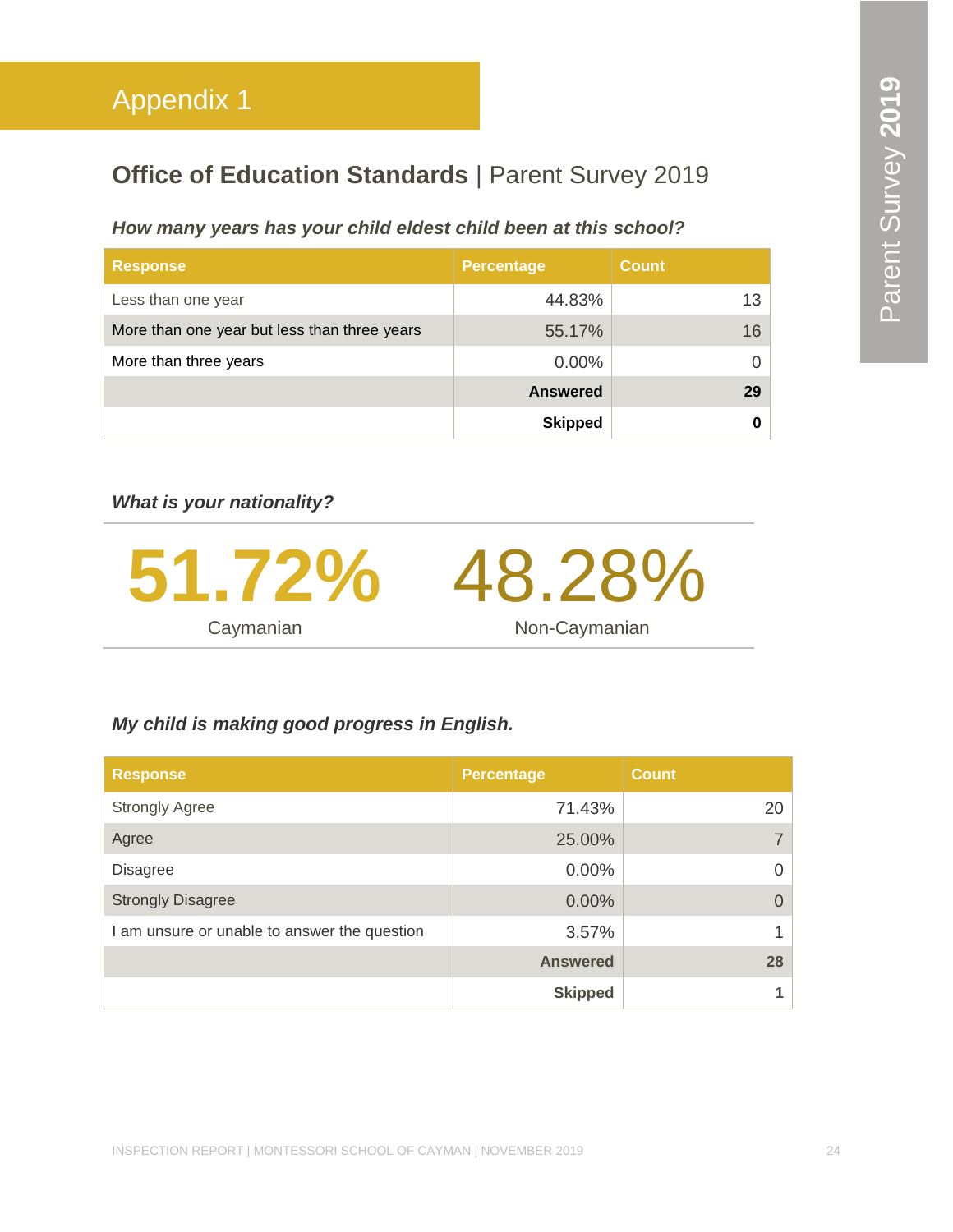# Appendix 1

## **Office of Education Standards** | Parent Survey 2019

***How many years has your child eldest child been at this school?***

| Response | Percentage | Count |
|---|---|---|
| Less than one year | 44.83% | 13 |
| More than one year but less than three years | 55.17% | 16 |
| More than three years | 0.00% | 0 |
| | **Answered** | **29** |
| | **Skipped** | **0** |

***What is your nationality?***

| 51.72% | 48.28% |
|---|---|
| Caymanian | Non-Caymanian |

***My child is making good progress in English.***

| Response | Percentage | Count |
|---|---|---|
| Strongly Agree | 71.43% | 20 |
| Agree | 25.00% | 7 |
| Disagree | 0.00% | 0 |
| Strongly Disagree | 0.00% | 0 |
| I am unsure or unable to answer the question | 3.57% | 1 |
| | **Answered** | **28** |
| | **Skipped** | **1** |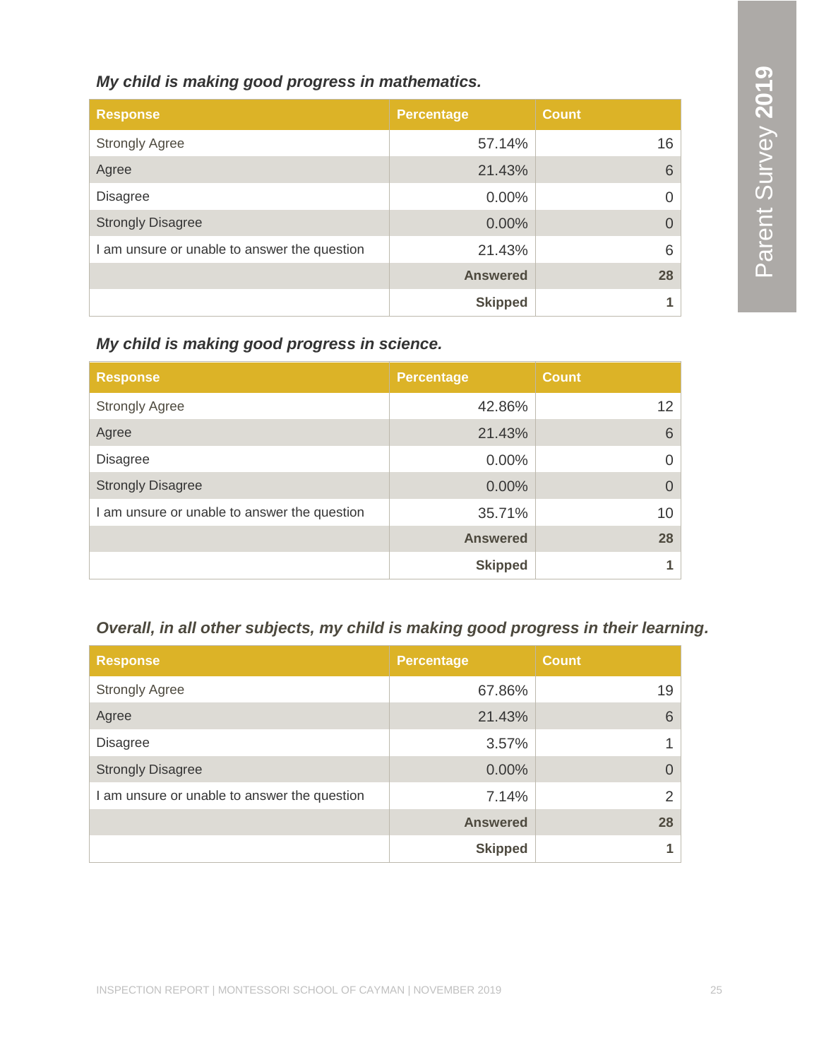### *My child is making good progress in mathematics.*

| Response | Percentage | Count |
|---|---|---|
| Strongly Agree | 57.14% | 16 |
| Agree | 21.43% | 6 |
| Disagree | 0.00% | 0 |
| Strongly Disagree | 0.00% | 0 |
| I am unsure or unable to answer the question | 21.43% | 6 |
| | **Answered** | **28** |
| | **Skipped** | **1** |

### *My child is making good progress in science.*

| Response | Percentage | Count |
|---|---|---|
| Strongly Agree | 42.86% | 12 |
| Agree | 21.43% | 6 |
| Disagree | 0.00% | 0 |
| Strongly Disagree | 0.00% | 0 |
| I am unsure or unable to answer the question | 35.71% | 10 |
| | **Answered** | **28** |
| | **Skipped** | **1** |

### *Overall, in all other subjects, my child is making good progress in their learning.*

| Response | Percentage | Count |
|---|---|---|
| Strongly Agree | 67.86% | 19 |
| Agree | 21.43% | 6 |
| Disagree | 3.57% | 1 |
| Strongly Disagree | 0.00% | 0 |
| I am unsure or unable to answer the question | 7.14% | 2 |
| | **Answered** | **28** |
| | **Skipped** | **1** |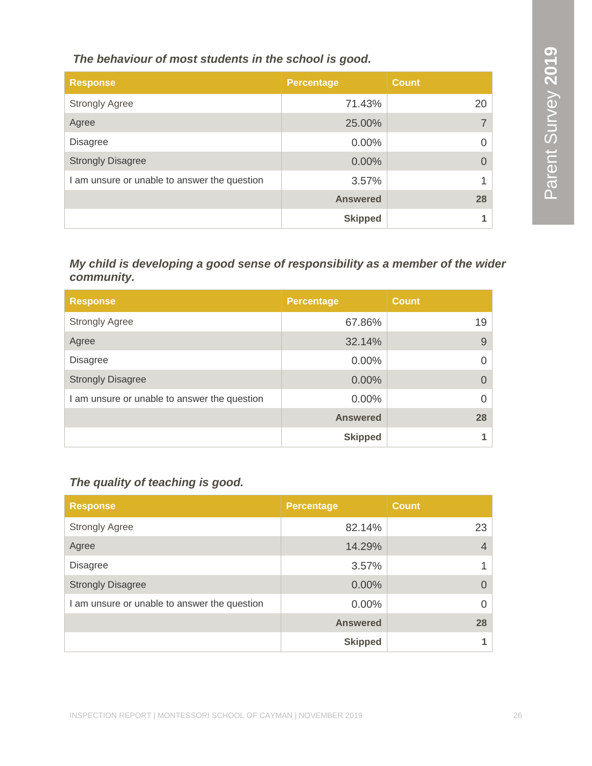***The behaviour of most students in the school is good.***

| Response | Percentage | Count |
|---|---|---|
| Strongly Agree | 71.43% | 20 |
| Agree | 25.00% | 7 |
| Disagree | 0.00% | 0 |
| Strongly Disagree | 0.00% | 0 |
| I am unsure or unable to answer the question | 3.57% | 1 |
| | **Answered** | **28** |
| | **Skipped** | **1** |

***My child is developing a good sense of responsibility as a member of the wider community.***

| Response | Percentage | Count |
|---|---|---|
| Strongly Agree | 67.86% | 19 |
| Agree | 32.14% | 9 |
| Disagree | 0.00% | 0 |
| Strongly Disagree | 0.00% | 0 |
| I am unsure or unable to answer the question | 0.00% | 0 |
| | **Answered** | **28** |
| | **Skipped** | **1** |

***The quality of teaching is good.***

| Response | Percentage | Count |
|---|---|---|
| Strongly Agree | 82.14% | 23 |
| Agree | 14.29% | 4 |
| Disagree | 3.57% | 1 |
| Strongly Disagree | 0.00% | 0 |
| I am unsure or unable to answer the question | 0.00% | 0 |
| | **Answered** | **28** |
| | **Skipped** | **1** |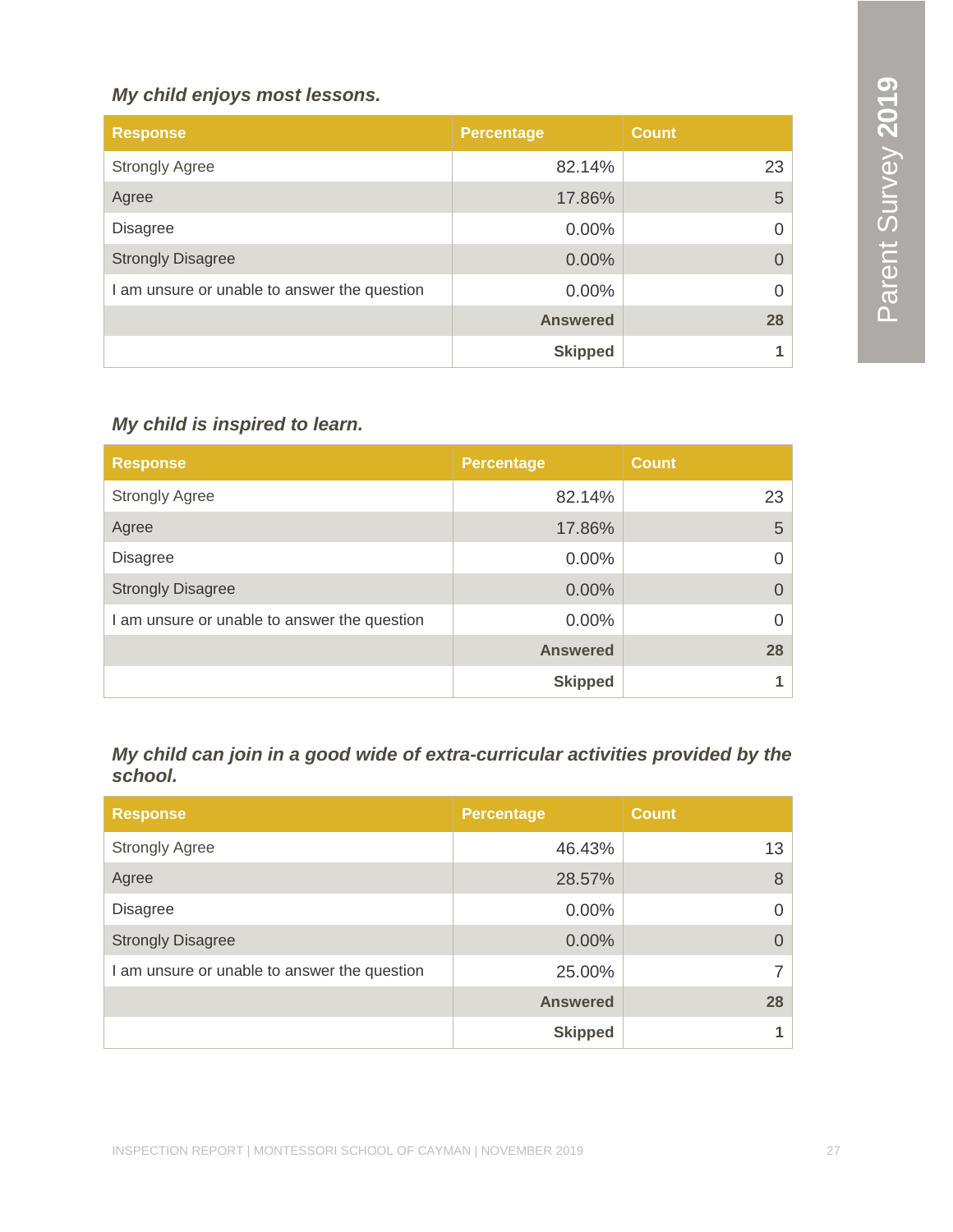### My child enjoys most lessons.

| Response | Percentage | Count |
|---|---|---|
| Strongly Agree | 82.14% | 23 |
| Agree | 17.86% | 5 |
| Disagree | 0.00% | 0 |
| Strongly Disagree | 0.00% | 0 |
| I am unsure or unable to answer the question | 0.00% | 0 |
| | **Answered** | **28** |
| | **Skipped** | **1** |

### My child is inspired to learn.

| Response | Percentage | Count |
|---|---|---|
| Strongly Agree | 82.14% | 23 |
| Agree | 17.86% | 5 |
| Disagree | 0.00% | 0 |
| Strongly Disagree | 0.00% | 0 |
| I am unsure or unable to answer the question | 0.00% | 0 |
| | **Answered** | **28** |
| | **Skipped** | **1** |

### My child can join in a good wide of extra-curricular activities provided by the school.

| Response | Percentage | Count |
|---|---|---|
| Strongly Agree | 46.43% | 13 |
| Agree | 28.57% | 8 |
| Disagree | 0.00% | 0 |
| Strongly Disagree | 0.00% | 0 |
| I am unsure or unable to answer the question | 25.00% | 7 |
| | **Answered** | **28** |
| | **Skipped** | **1** |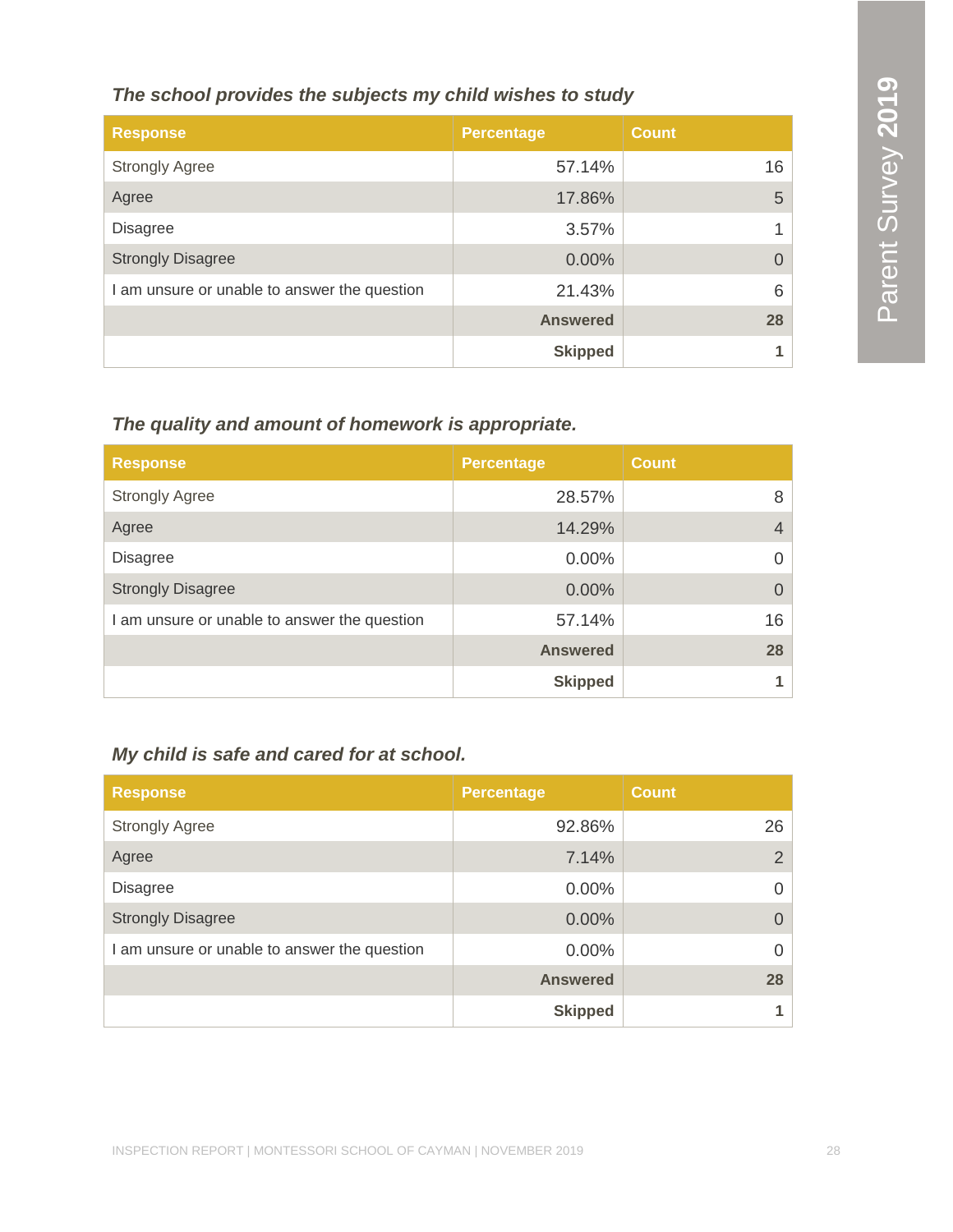### *The school provides the subjects my child wishes to study*

| Response | Percentage | Count |
|---|---|---|
| Strongly Agree | 57.14% | 16 |
| Agree | 17.86% | 5 |
| Disagree | 3.57% | 1 |
| Strongly Disagree | 0.00% | 0 |
| I am unsure or unable to answer the question | 21.43% | 6 |
| | **Answered** | **28** |
| | **Skipped** | **1** |

### *The quality and amount of homework is appropriate.*

| Response | Percentage | Count |
|---|---|---|
| Strongly Agree | 28.57% | 8 |
| Agree | 14.29% | 4 |
| Disagree | 0.00% | 0 |
| Strongly Disagree | 0.00% | 0 |
| I am unsure or unable to answer the question | 57.14% | 16 |
| | **Answered** | **28** |
| | **Skipped** | **1** |

### *My child is safe and cared for at school.*

| Response | Percentage | Count |
|---|---|---|
| Strongly Agree | 92.86% | 26 |
| Agree | 7.14% | 2 |
| Disagree | 0.00% | 0 |
| Strongly Disagree | 0.00% | 0 |
| I am unsure or unable to answer the question | 0.00% | 0 |
| | **Answered** | **28** |
| | **Skipped** | **1** |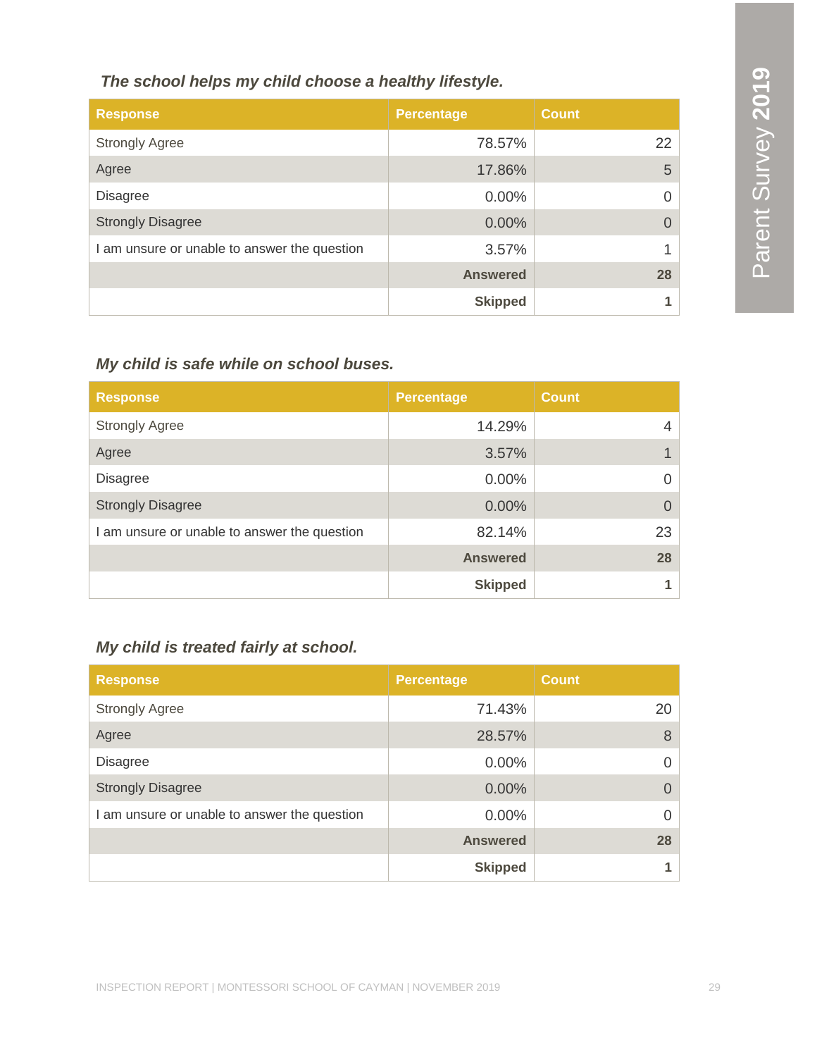### *The school helps my child choose a healthy lifestyle.*

| Response | Percentage | Count |
|---|---|---|
| Strongly Agree | 78.57% | 22 |
| Agree | 17.86% | 5 |
| Disagree | 0.00% | 0 |
| Strongly Disagree | 0.00% | 0 |
| I am unsure or unable to answer the question | 3.57% | 1 |
| | **Answered** | **28** |
| | **Skipped** | **1** |

### *My child is safe while on school buses.*

| Response | Percentage | Count |
|---|---|---|
| Strongly Agree | 14.29% | 4 |
| Agree | 3.57% | 1 |
| Disagree | 0.00% | 0 |
| Strongly Disagree | 0.00% | 0 |
| I am unsure or unable to answer the question | 82.14% | 23 |
| | **Answered** | **28** |
| | **Skipped** | **1** |

### *My child is treated fairly at school.*

| Response | Percentage | Count |
|---|---|---|
| Strongly Agree | 71.43% | 20 |
| Agree | 28.57% | 8 |
| Disagree | 0.00% | 0 |
| Strongly Disagree | 0.00% | 0 |
| I am unsure or unable to answer the question | 0.00% | 0 |
| | **Answered** | **28** |
| | **Skipped** | **1** |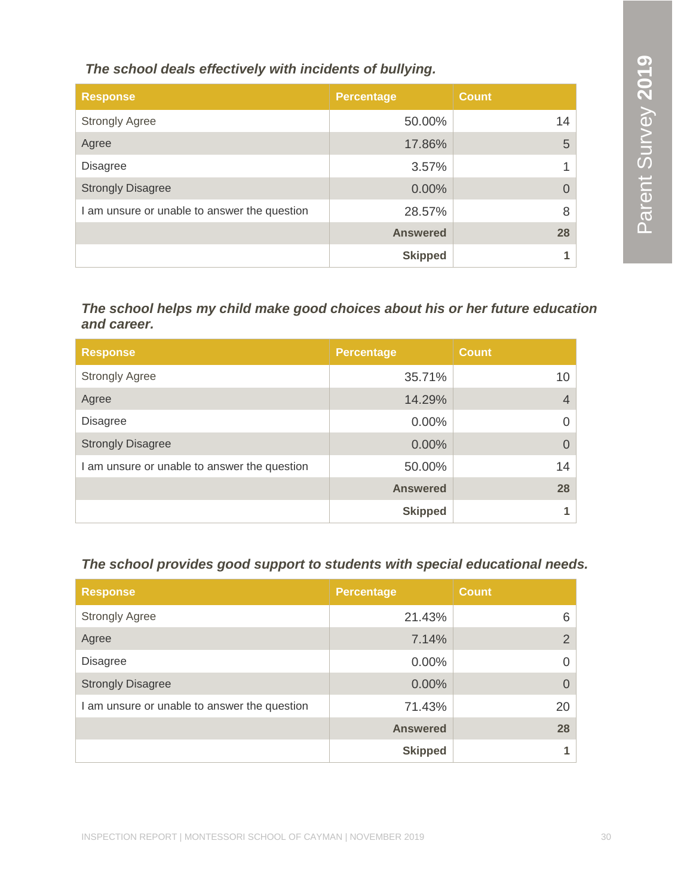***The school deals effectively with incidents of bullying.***

| Response | Percentage | Count |
|---|---|---|
| Strongly Agree | 50.00% | 14 |
| Agree | 17.86% | 5 |
| Disagree | 3.57% | 1 |
| Strongly Disagree | 0.00% | 0 |
| I am unsure or unable to answer the question | 28.57% | 8 |
| | **Answered** | **28** |
| | **Skipped** | **1** |

***The school helps my child make good choices about his or her future education and career.***

| Response | Percentage | Count |
|---|---|---|
| Strongly Agree | 35.71% | 10 |
| Agree | 14.29% | 4 |
| Disagree | 0.00% | 0 |
| Strongly Disagree | 0.00% | 0 |
| I am unsure or unable to answer the question | 50.00% | 14 |
| | **Answered** | **28** |
| | **Skipped** | **1** |

***The school provides good support to students with special educational needs.***

| Response | Percentage | Count |
|---|---|---|
| Strongly Agree | 21.43% | 6 |
| Agree | 7.14% | 2 |
| Disagree | 0.00% | 0 |
| Strongly Disagree | 0.00% | 0 |
| I am unsure or unable to answer the question | 71.43% | 20 |
| | **Answered** | **28** |
| | **Skipped** | **1** |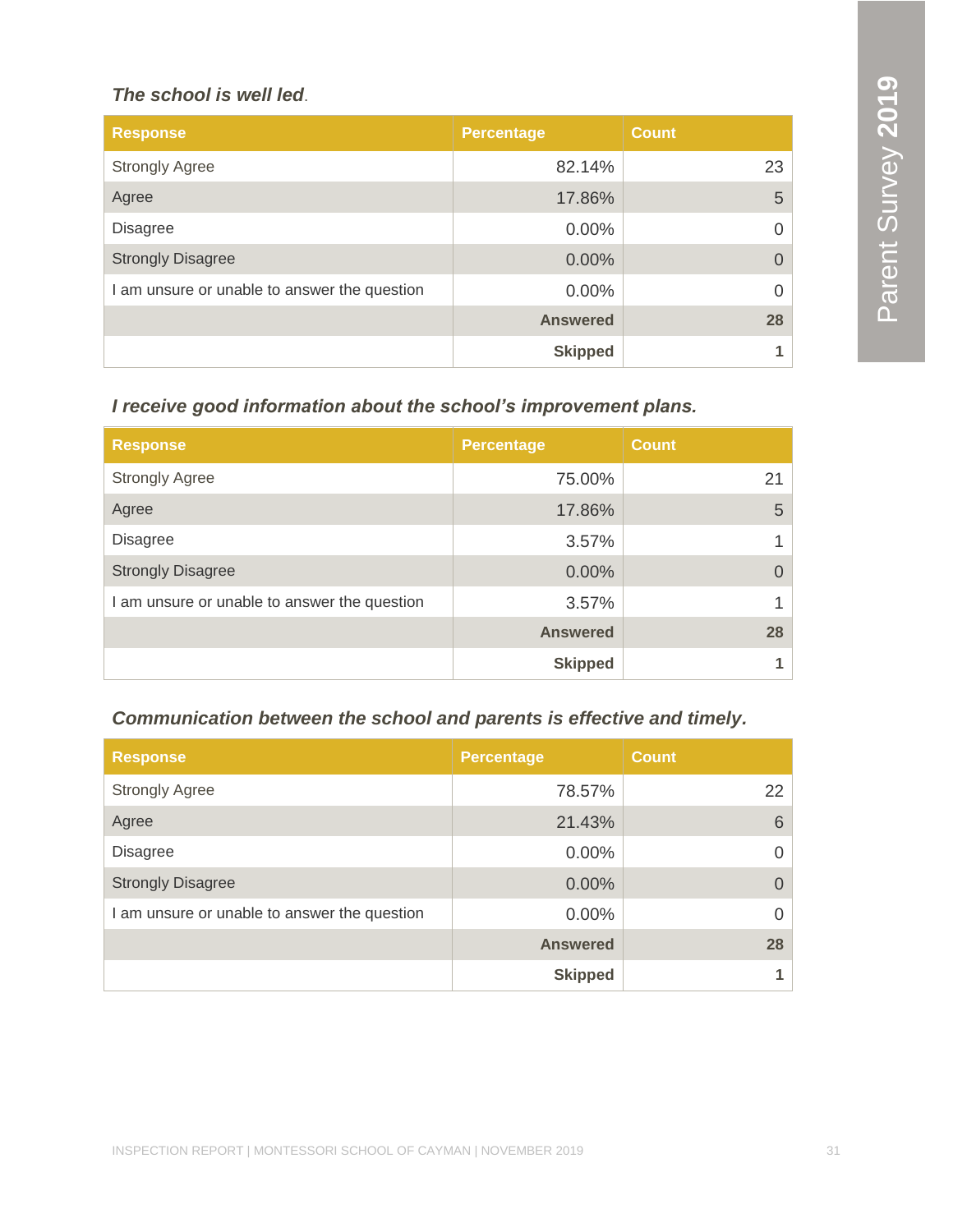***The school is well led*.**

| Response | Percentage | Count |
|---|---|---|
| Strongly Agree | 82.14% | 23 |
| Agree | 17.86% | 5 |
| Disagree | 0.00% | 0 |
| Strongly Disagree | 0.00% | 0 |
| I am unsure or unable to answer the question | 0.00% | 0 |
| | **Answered** | **28** |
| | **Skipped** | **1** |

***I receive good information about the school's improvement plans.***

| Response | Percentage | Count |
|---|---|---|
| Strongly Agree | 75.00% | 21 |
| Agree | 17.86% | 5 |
| Disagree | 3.57% | 1 |
| Strongly Disagree | 0.00% | 0 |
| I am unsure or unable to answer the question | 3.57% | 1 |
| | **Answered** | **28** |
| | **Skipped** | **1** |

***Communication between the school and parents is effective and timely.***

| Response | Percentage | Count |
|---|---|---|
| Strongly Agree | 78.57% | 22 |
| Agree | 21.43% | 6 |
| Disagree | 0.00% | 0 |
| Strongly Disagree | 0.00% | 0 |
| I am unsure or unable to answer the question | 0.00% | 0 |
| | **Answered** | **28** |
| | **Skipped** | **1** |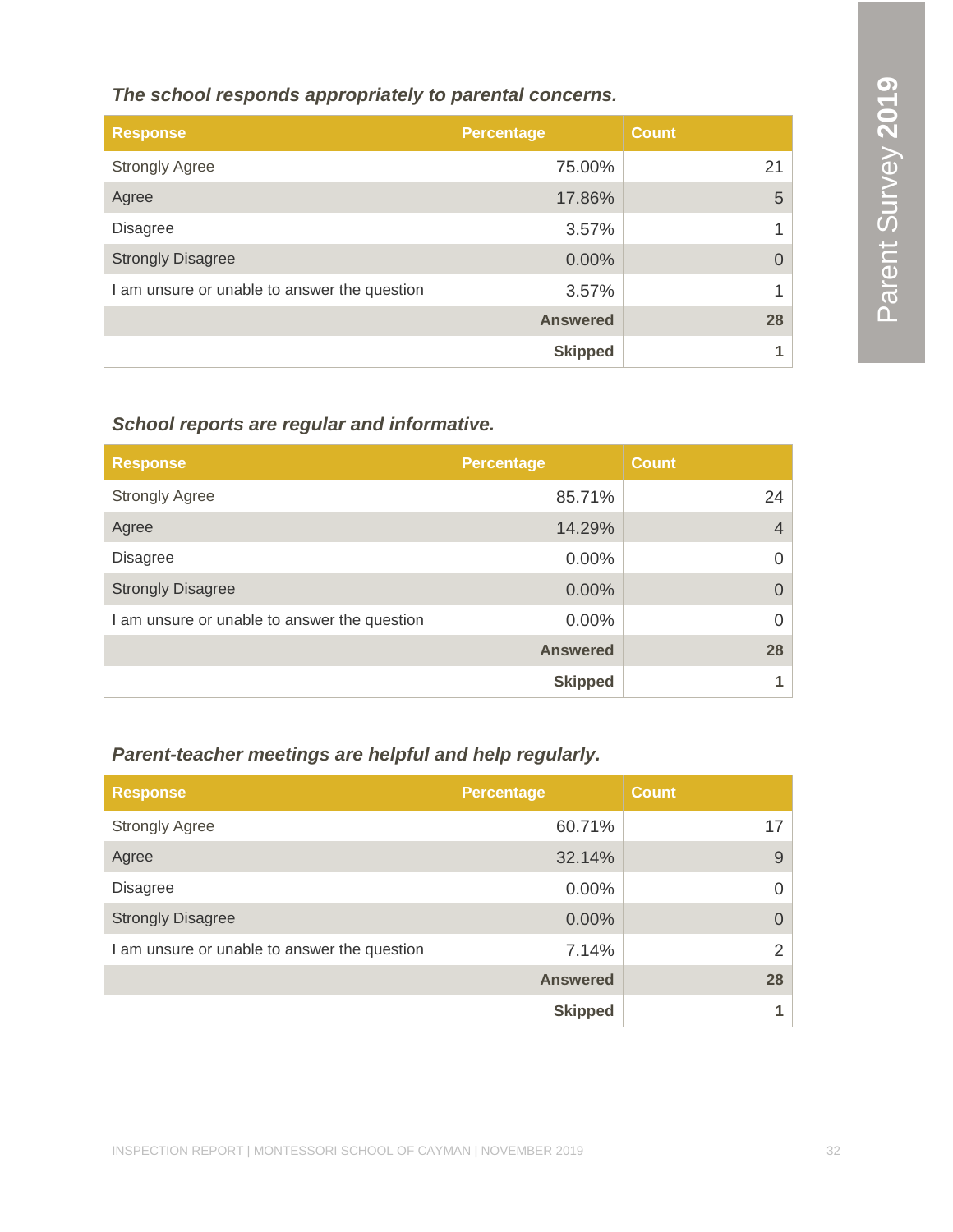### *The school responds appropriately to parental concerns.*

| Response | Percentage | Count |
|---|---|---|
| Strongly Agree | 75.00% | 21 |
| Agree | 17.86% | 5 |
| Disagree | 3.57% | 1 |
| Strongly Disagree | 0.00% | 0 |
| I am unsure or unable to answer the question | 3.57% | 1 |
| | **Answered** | **28** |
| | **Skipped** | **1** |

### *School reports are regular and informative.*

| Response | Percentage | Count |
|---|---|---|
| Strongly Agree | 85.71% | 24 |
| Agree | 14.29% | 4 |
| Disagree | 0.00% | 0 |
| Strongly Disagree | 0.00% | 0 |
| I am unsure or unable to answer the question | 0.00% | 0 |
| | **Answered** | **28** |
| | **Skipped** | **1** |

### *Parent-teacher meetings are helpful and help regularly.*

| Response | Percentage | Count |
|---|---|---|
| Strongly Agree | 60.71% | 17 |
| Agree | 32.14% | 9 |
| Disagree | 0.00% | 0 |
| Strongly Disagree | 0.00% | 0 |
| I am unsure or unable to answer the question | 7.14% | 2 |
| | **Answered** | **28** |
| | **Skipped** | **1** |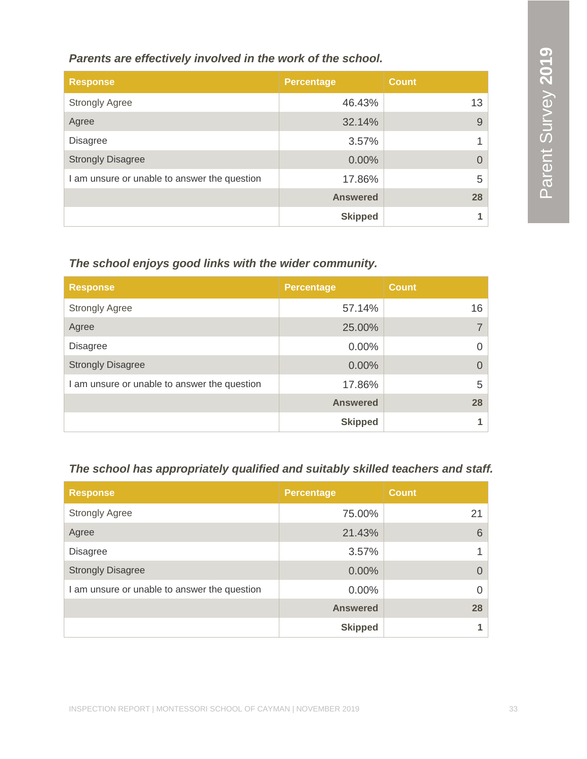*Parents are effectively involved in the work of the school.*

| Response | Percentage | Count |
|---|---|---|
| Strongly Agree | 46.43% | 13 |
| Agree | 32.14% | 9 |
| Disagree | 3.57% | 1 |
| Strongly Disagree | 0.00% | 0 |
| I am unsure or unable to answer the question | 17.86% | 5 |
| | **Answered** | **28** |
| | **Skipped** | **1** |

*The school enjoys good links with the wider community.*

| Response | Percentage | Count |
|---|---|---|
| Strongly Agree | 57.14% | 16 |
| Agree | 25.00% | 7 |
| Disagree | 0.00% | 0 |
| Strongly Disagree | 0.00% | 0 |
| I am unsure or unable to answer the question | 17.86% | 5 |
| | **Answered** | **28** |
| | **Skipped** | **1** |

*The school has appropriately qualified and suitably skilled teachers and staff.*

| Response | Percentage | Count |
|---|---|---|
| Strongly Agree | 75.00% | 21 |
| Agree | 21.43% | 6 |
| Disagree | 3.57% | 1 |
| Strongly Disagree | 0.00% | 0 |
| I am unsure or unable to answer the question | 0.00% | 0 |
| | **Answered** | **28** |
| | **Skipped** | **1** |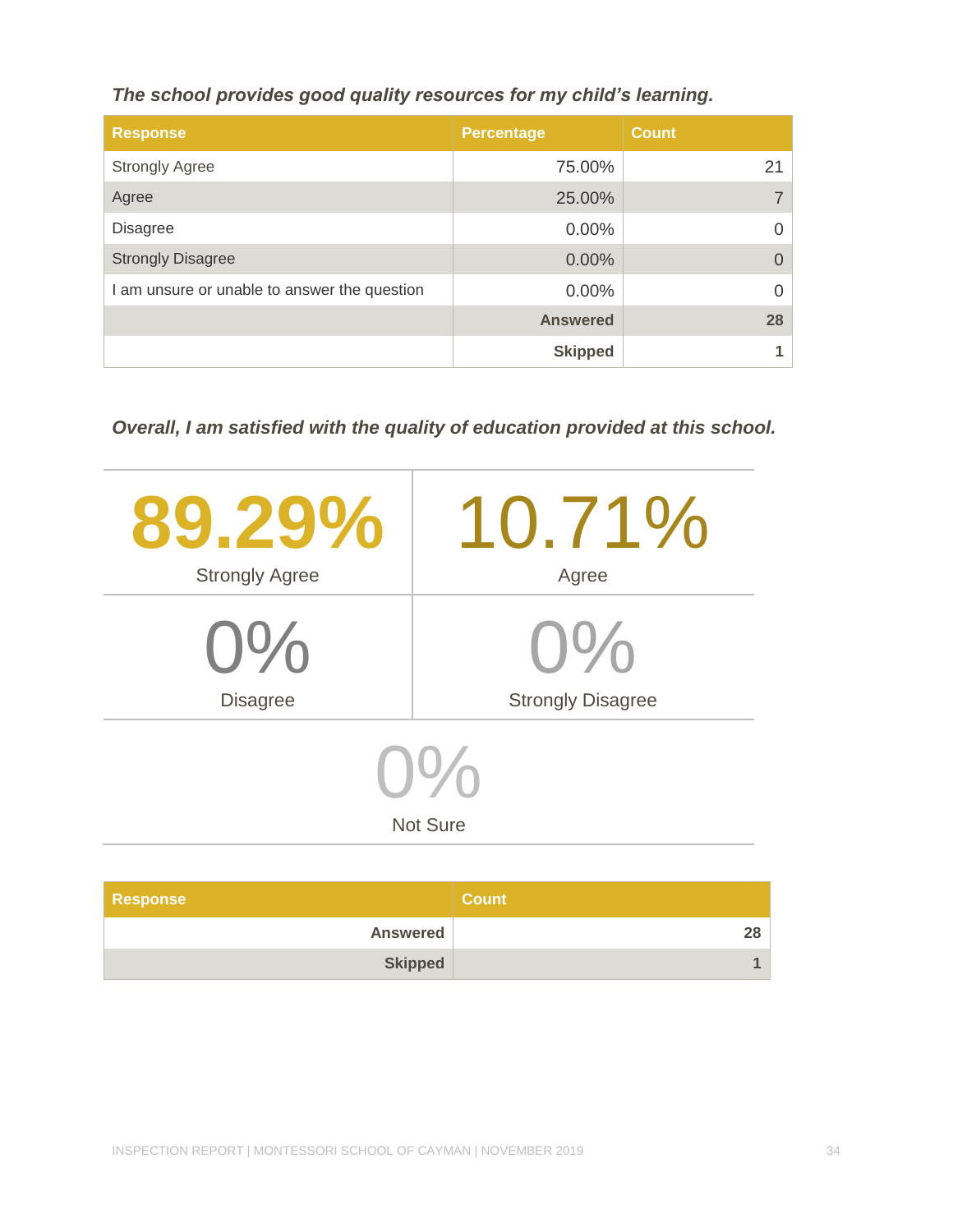***The school provides good quality resources for my child's learning.***

| Response | Percentage | Count |
|---|---|---|
| Strongly Agree | 75.00% | 21 |
| Agree | 25.00% | 7 |
| Disagree | 0.00% | 0 |
| Strongly Disagree | 0.00% | 0 |
| I am unsure or unable to answer the question | 0.00% | 0 |
| | **Answered** | **28** |
| | **Skipped** | **1** |

***Overall, I am satisfied with the quality of education provided at this school.***

| | |
|---|---|
| **89.29%** Strongly Agree | **10.71%** Agree |
| **0%** Disagree | **0%** Strongly Disagree |
| **0%** Not Sure | |

| Response | Count |
|---|---|
| **Answered** | **28** |
| **Skipped** | **1** |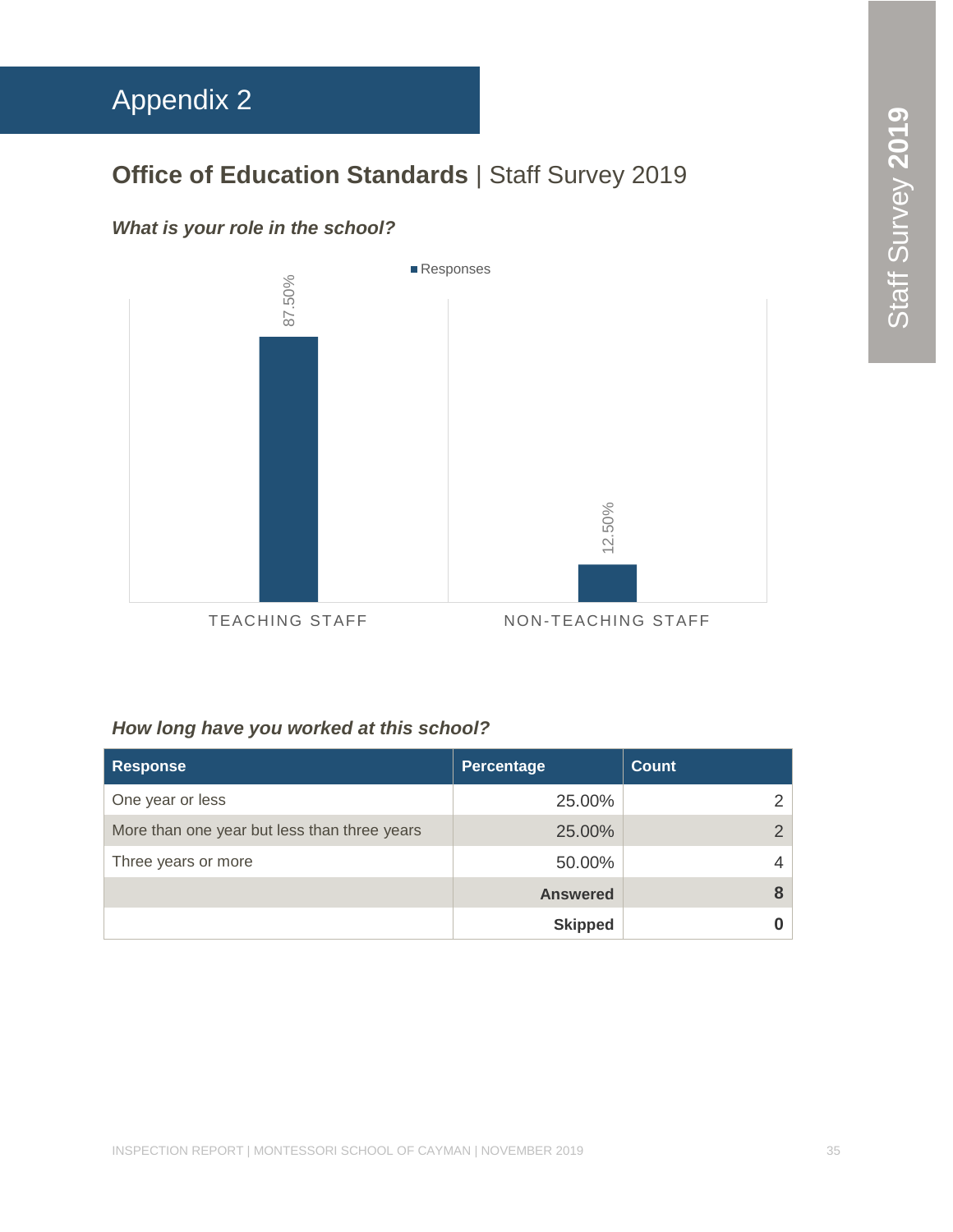# Appendix 2

## **Office of Education Standards** | Staff Survey 2019

***What is your role in the school?***

| | Responses |
|---|---|
| TEACHING STAFF | 87.50% |
| NON-TEACHING STAFF | 12.50% |

***How long have you worked at this school?***

| Response | Percentage | Count |
|---|---|---|
| One year or less | 25.00% | 2 |
| More than one year but less than three years | 25.00% | 2 |
| Three years or more | 50.00% | 4 |
| | **Answered** | **8** |
| | **Skipped** | **0** |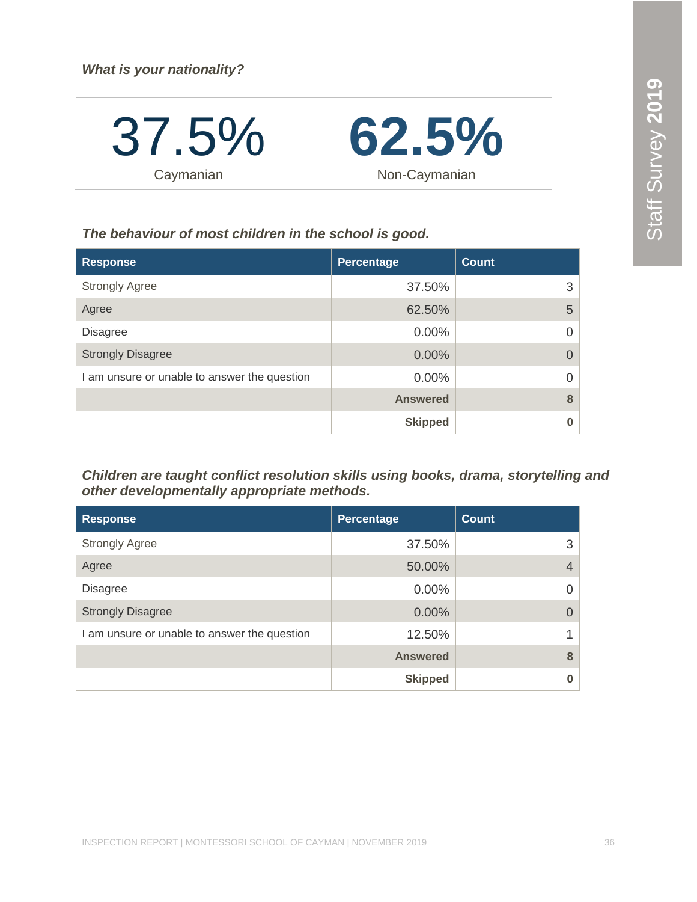***What is your nationality?***

| 37.5% | 62.5% |
|---|---|
| Caymanian | Non-Caymanian |

***The behaviour of most children in the school is good.***

| Response | Percentage | Count |
|---|---|---|
| Strongly Agree | 37.50% | 3 |
| Agree | 62.50% | 5 |
| Disagree | 0.00% | 0 |
| Strongly Disagree | 0.00% | 0 |
| I am unsure or unable to answer the question | 0.00% | 0 |
| | **Answered** | **8** |
| | **Skipped** | **0** |

***Children are taught conflict resolution skills using books, drama, storytelling and other developmentally appropriate methods.***

| Response | Percentage | Count |
|---|---|---|
| Strongly Agree | 37.50% | 3 |
| Agree | 50.00% | 4 |
| Disagree | 0.00% | 0 |
| Strongly Disagree | 0.00% | 0 |
| I am unsure or unable to answer the question | 12.50% | 1 |
| | **Answered** | **8** |
| | **Skipped** | **0** |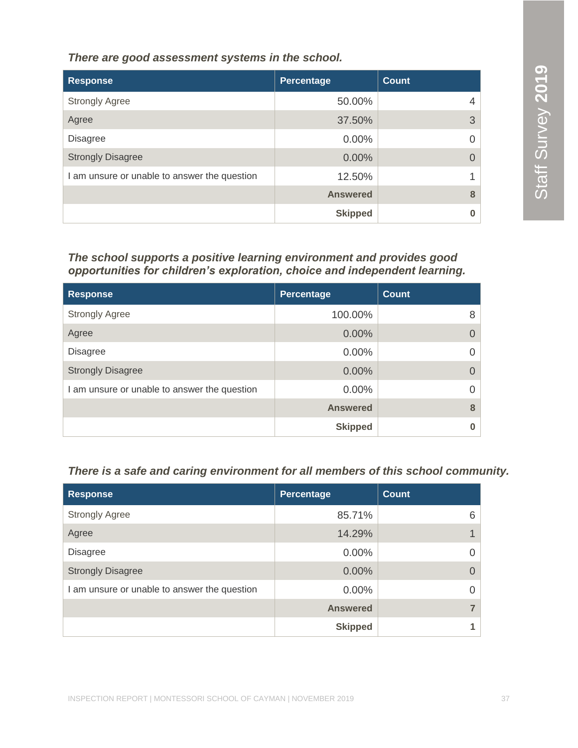*There are good assessment systems in the school.*

| Response | Percentage | Count |
|---|---|---|
| Strongly Agree | 50.00% | 4 |
| Agree | 37.50% | 3 |
| Disagree | 0.00% | 0 |
| Strongly Disagree | 0.00% | 0 |
| I am unsure or unable to answer the question | 12.50% | 1 |
| | **Answered** | **8** |
| | **Skipped** | **0** |

*The school supports a positive learning environment and provides good opportunities for children's exploration, choice and independent learning.*

| Response | Percentage | Count |
|---|---|---|
| Strongly Agree | 100.00% | 8 |
| Agree | 0.00% | 0 |
| Disagree | 0.00% | 0 |
| Strongly Disagree | 0.00% | 0 |
| I am unsure or unable to answer the question | 0.00% | 0 |
| | **Answered** | **8** |
| | **Skipped** | **0** |

*There is a safe and caring environment for all members of this school community.*

| Response | Percentage | Count |
|---|---|---|
| Strongly Agree | 85.71% | 6 |
| Agree | 14.29% | 1 |
| Disagree | 0.00% | 0 |
| Strongly Disagree | 0.00% | 0 |
| I am unsure or unable to answer the question | 0.00% | 0 |
| | **Answered** | **7** |
| | **Skipped** | **1** |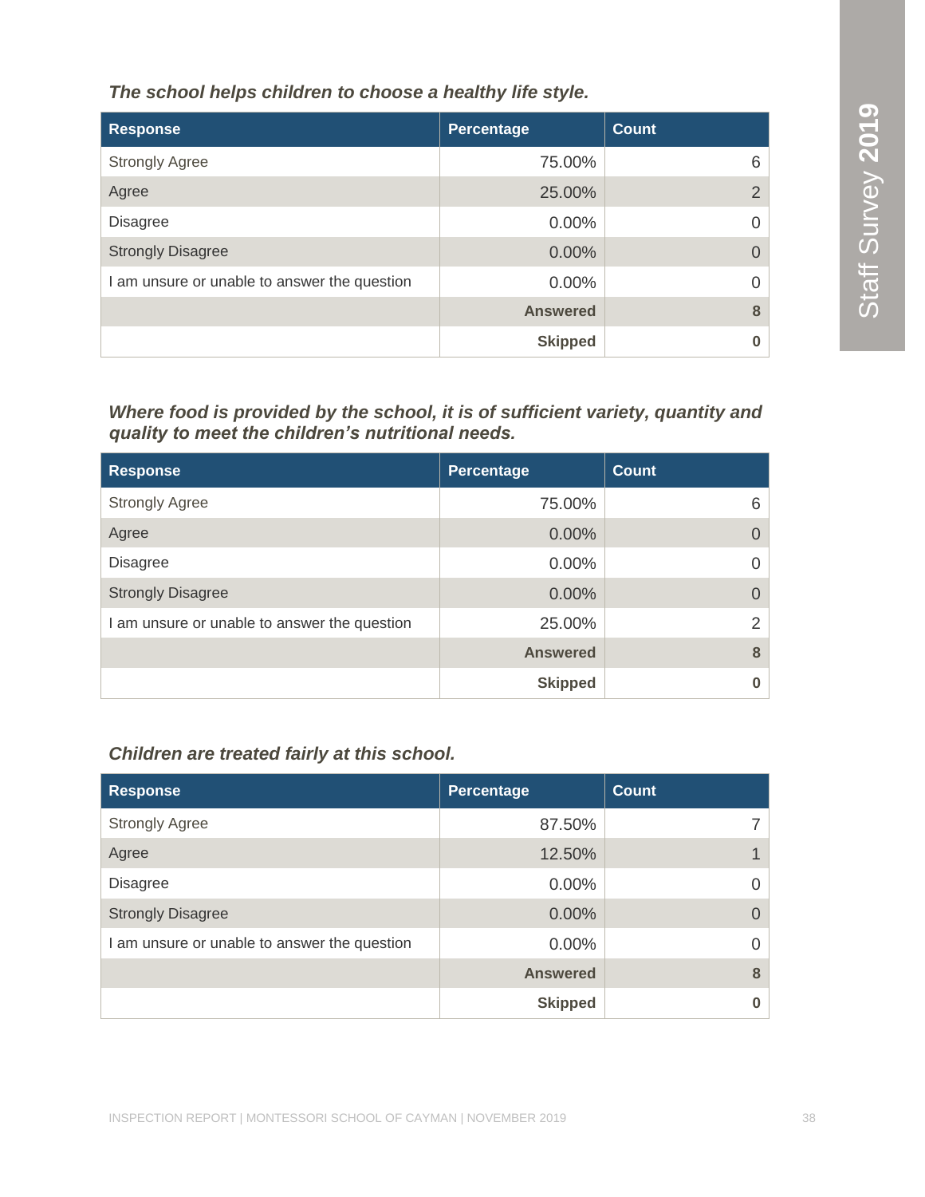*The school helps children to choose a healthy life style.*

| Response | Percentage | Count |
|---|---|---|
| Strongly Agree | 75.00% | 6 |
| Agree | 25.00% | 2 |
| Disagree | 0.00% | 0 |
| Strongly Disagree | 0.00% | 0 |
| I am unsure or unable to answer the question | 0.00% | 0 |
| | **Answered** | **8** |
| | **Skipped** | **0** |

*Where food is provided by the school, it is of sufficient variety, quantity and quality to meet the children's nutritional needs.*

| Response | Percentage | Count |
|---|---|---|
| Strongly Agree | 75.00% | 6 |
| Agree | 0.00% | 0 |
| Disagree | 0.00% | 0 |
| Strongly Disagree | 0.00% | 0 |
| I am unsure or unable to answer the question | 25.00% | 2 |
| | **Answered** | **8** |
| | **Skipped** | **0** |

*Children are treated fairly at this school.*

| Response | Percentage | Count |
|---|---|---|
| Strongly Agree | 87.50% | 7 |
| Agree | 12.50% | 1 |
| Disagree | 0.00% | 0 |
| Strongly Disagree | 0.00% | 0 |
| I am unsure or unable to answer the question | 0.00% | 0 |
| | **Answered** | **8** |
| | **Skipped** | **0** |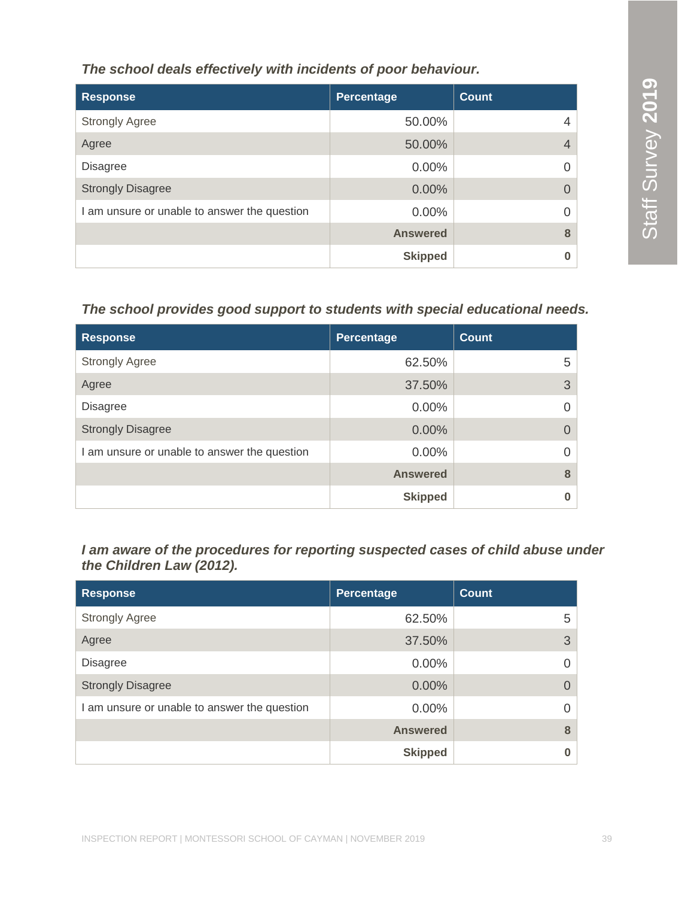***The school deals effectively with incidents of poor behaviour.***

| Response | Percentage | Count |
|---|---|---|
| Strongly Agree | 50.00% | 4 |
| Agree | 50.00% | 4 |
| Disagree | 0.00% | 0 |
| Strongly Disagree | 0.00% | 0 |
| I am unsure or unable to answer the question | 0.00% | 0 |
| | **Answered** | **8** |
| | **Skipped** | **0** |

***The school provides good support to students with special educational needs.***

| Response | Percentage | Count |
|---|---|---|
| Strongly Agree | 62.50% | 5 |
| Agree | 37.50% | 3 |
| Disagree | 0.00% | 0 |
| Strongly Disagree | 0.00% | 0 |
| I am unsure or unable to answer the question | 0.00% | 0 |
| | **Answered** | **8** |
| | **Skipped** | **0** |

***I am aware of the procedures for reporting suspected cases of child abuse under the Children Law (2012).***

| Response | Percentage | Count |
|---|---|---|
| Strongly Agree | 62.50% | 5 |
| Agree | 37.50% | 3 |
| Disagree | 0.00% | 0 |
| Strongly Disagree | 0.00% | 0 |
| I am unsure or unable to answer the question | 0.00% | 0 |
| | **Answered** | **8** |
| | **Skipped** | **0** |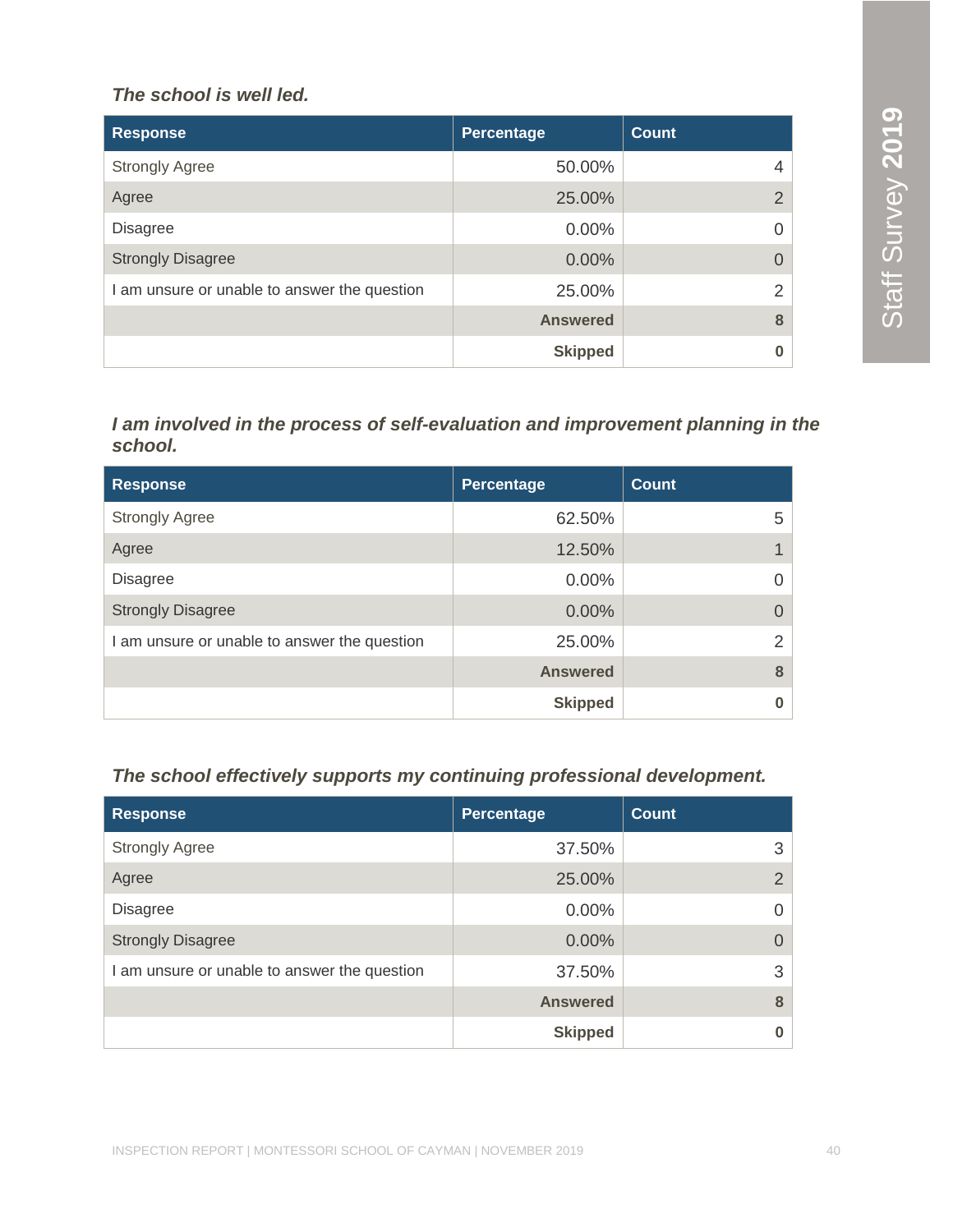***The school is well led.***

| Response | Percentage | Count |
|---|---|---|
| Strongly Agree | 50.00% | 4 |
| Agree | 25.00% | 2 |
| Disagree | 0.00% | 0 |
| Strongly Disagree | 0.00% | 0 |
| I am unsure or unable to answer the question | 25.00% | 2 |
| | **Answered** | **8** |
| | **Skipped** | **0** |

***I am involved in the process of self-evaluation and improvement planning in the school.***

| Response | Percentage | Count |
|---|---|---|
| Strongly Agree | 62.50% | 5 |
| Agree | 12.50% | 1 |
| Disagree | 0.00% | 0 |
| Strongly Disagree | 0.00% | 0 |
| I am unsure or unable to answer the question | 25.00% | 2 |
| | **Answered** | **8** |
| | **Skipped** | **0** |

***The school effectively supports my continuing professional development.***

| Response | Percentage | Count |
|---|---|---|
| Strongly Agree | 37.50% | 3 |
| Agree | 25.00% | 2 |
| Disagree | 0.00% | 0 |
| Strongly Disagree | 0.00% | 0 |
| I am unsure or unable to answer the question | 37.50% | 3 |
| | **Answered** | **8** |
| | **Skipped** | **0** |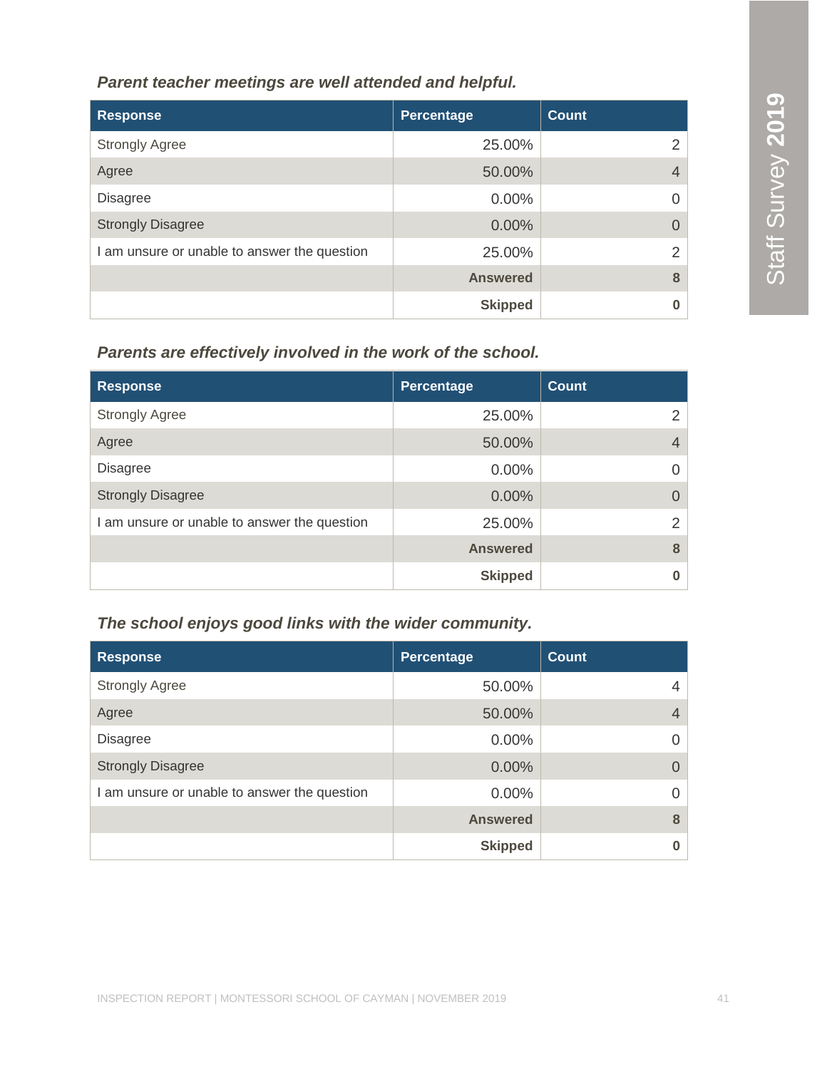*Parent teacher meetings are well attended and helpful.*

| Response | Percentage | Count |
|---|---|---|
| Strongly Agree | 25.00% | 2 |
| Agree | 50.00% | 4 |
| Disagree | 0.00% | 0 |
| Strongly Disagree | 0.00% | 0 |
| I am unsure or unable to answer the question | 25.00% | 2 |
| | **Answered** | **8** |
| | **Skipped** | **0** |

*Parents are effectively involved in the work of the school.*

| Response | Percentage | Count |
|---|---|---|
| Strongly Agree | 25.00% | 2 |
| Agree | 50.00% | 4 |
| Disagree | 0.00% | 0 |
| Strongly Disagree | 0.00% | 0 |
| I am unsure or unable to answer the question | 25.00% | 2 |
| | **Answered** | **8** |
| | **Skipped** | **0** |

*The school enjoys good links with the wider community.*

| Response | Percentage | Count |
|---|---|---|
| Strongly Agree | 50.00% | 4 |
| Agree | 50.00% | 4 |
| Disagree | 0.00% | 0 |
| Strongly Disagree | 0.00% | 0 |
| I am unsure or unable to answer the question | 0.00% | 0 |
| | **Answered** | **8** |
| | **Skipped** | **0** |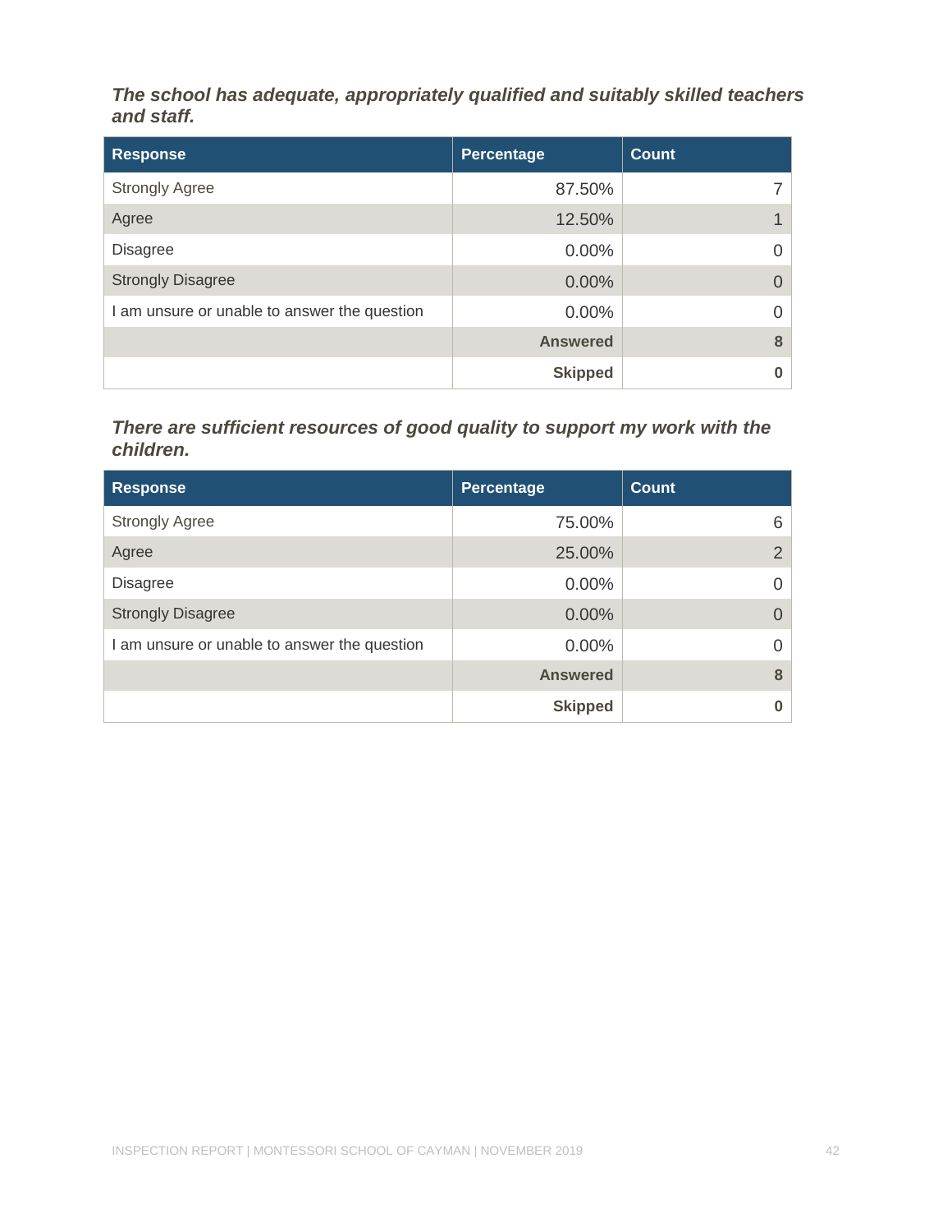***The school has adequate, appropriately qualified and suitably skilled teachers and staff.***

| Response | Percentage | Count |
|---|---|---|
| Strongly Agree | 87.50% | 7 |
| Agree | 12.50% | 1 |
| Disagree | 0.00% | 0 |
| Strongly Disagree | 0.00% | 0 |
| I am unsure or unable to answer the question | 0.00% | 0 |
| | **Answered** | **8** |
| | **Skipped** | **0** |

***There are sufficient resources of good quality to support my work with the children.***

| Response | Percentage | Count |
|---|---|---|
| Strongly Agree | 75.00% | 6 |
| Agree | 25.00% | 2 |
| Disagree | 0.00% | 0 |
| Strongly Disagree | 0.00% | 0 |
| I am unsure or unable to answer the question | 0.00% | 0 |
| | **Answered** | **8** |
| | **Skipped** | **0** |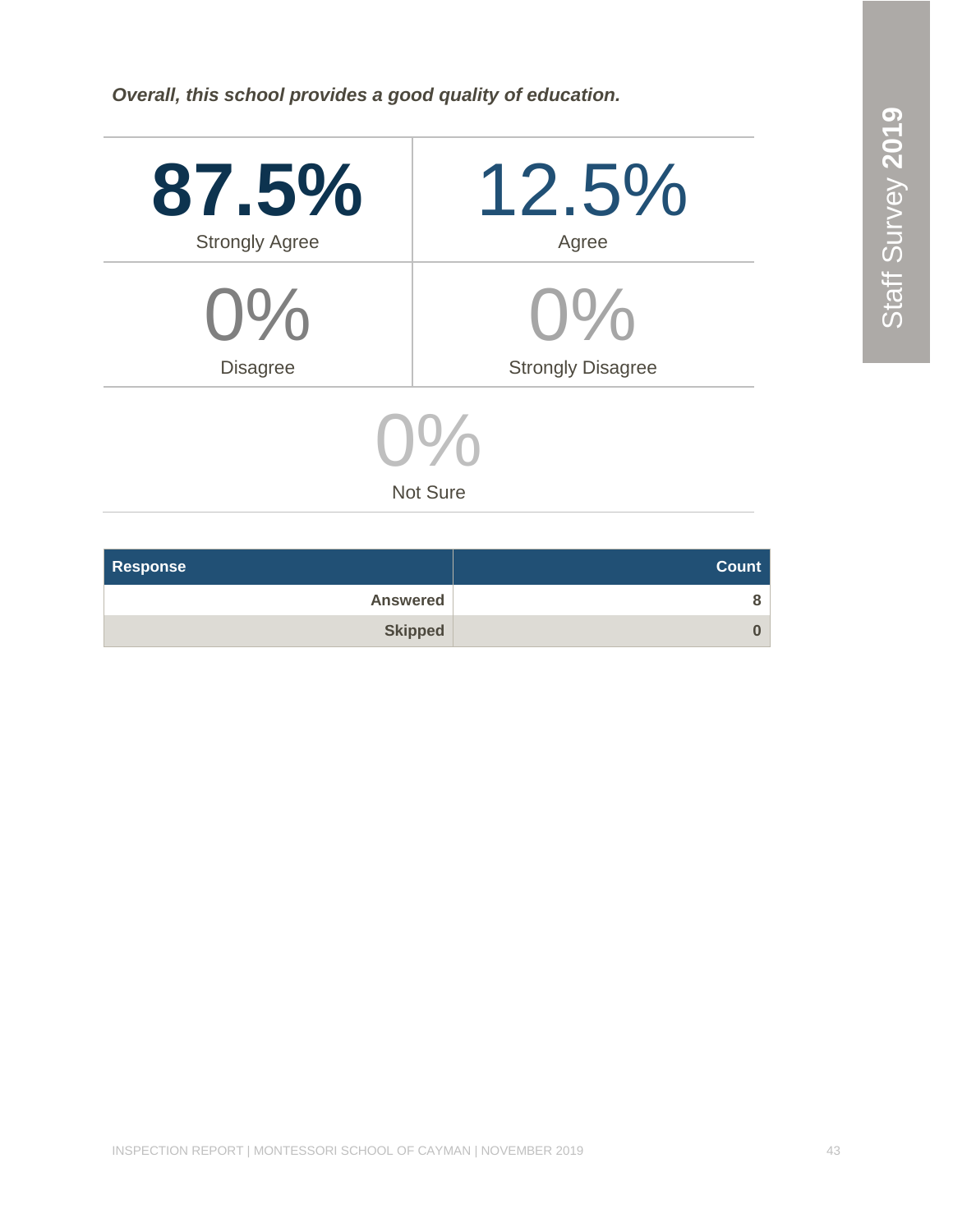*Overall, this school provides a good quality of education.*

| | |
|---|---|
| **87.5%** Strongly Agree | 12.5% Agree |
| 0% Disagree | 0% Strongly Disagree |

0% Not Sure

| Response | Count |
|---|---|
| Answered | 8 |
| Skipped | 0 |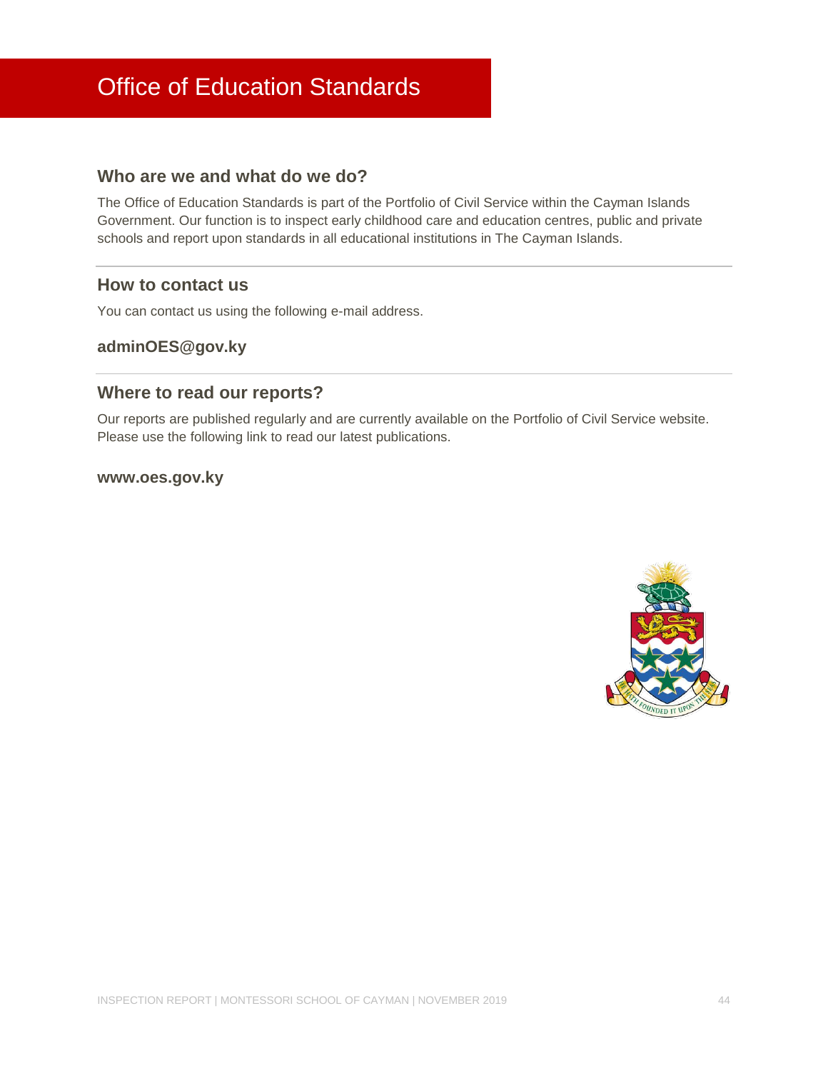# Office of Education Standards

## Who are we and what do we do?

The Office of Education Standards is part of the Portfolio of Civil Service within the Cayman Islands Government. Our function is to inspect early childhood care and education centres, public and private schools and report upon standards in all educational institutions in The Cayman Islands.

## How to contact us

You can contact us using the following e-mail address.

**adminOES@gov.ky**

## Where to read our reports?

Our reports are published regularly and are currently available on the Portfolio of Civil Service website. Please use the following link to read our latest publications.

**www.oes.gov.ky**